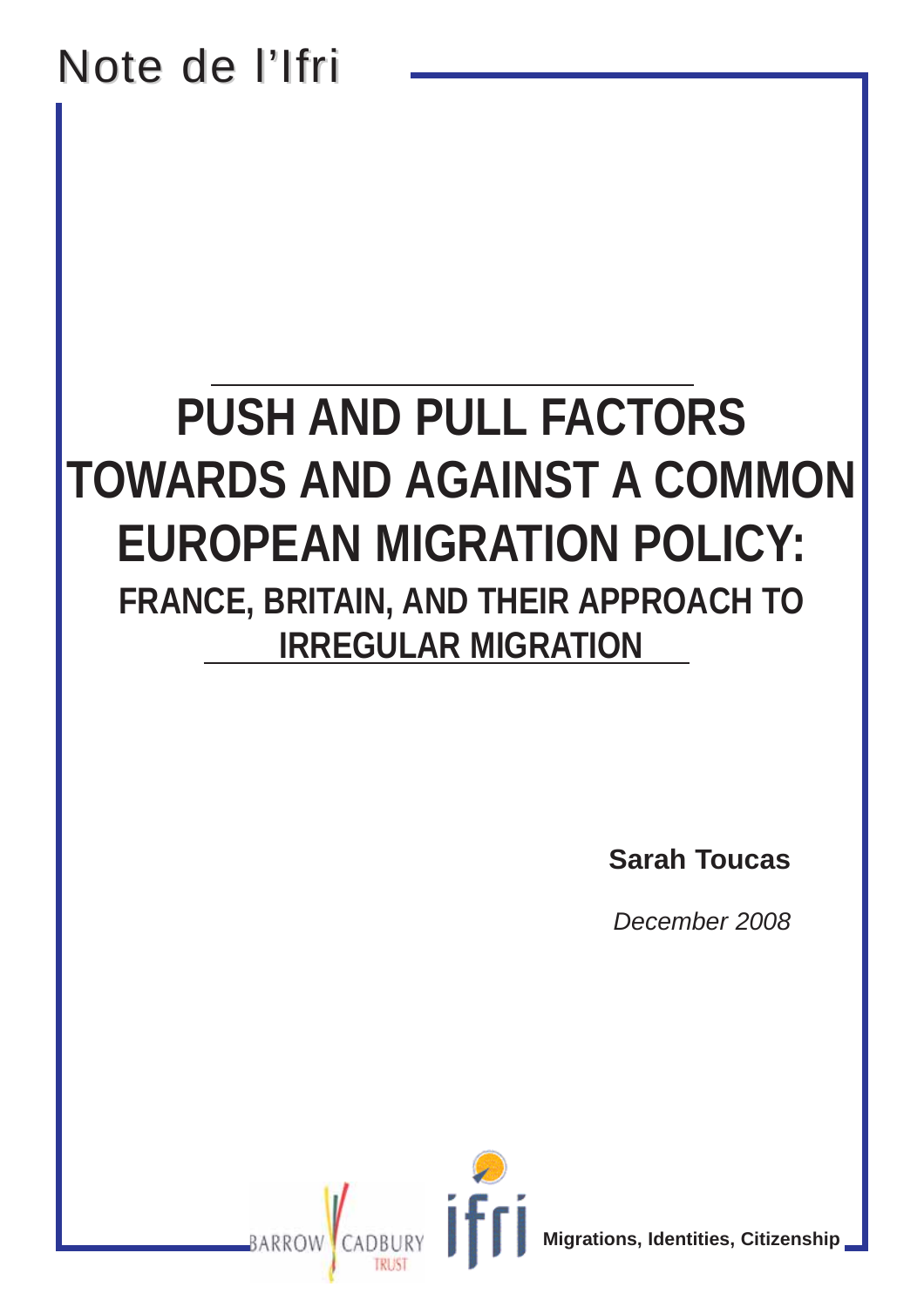Note de l'Ifri

# PUSH AND PULL FACTORS TOWARDS AND AGAINST A COMMON EUROPEAN MIGRATION POLICY:

## FRANCE, BRITAIN, AND THEIR APPROACH TO IRREGULAR MIGRATION

**Sarah Toucas**

*December 2008*

BARROW CADBURY TRUST

ifri

**Migrations, Identities, Citizenship**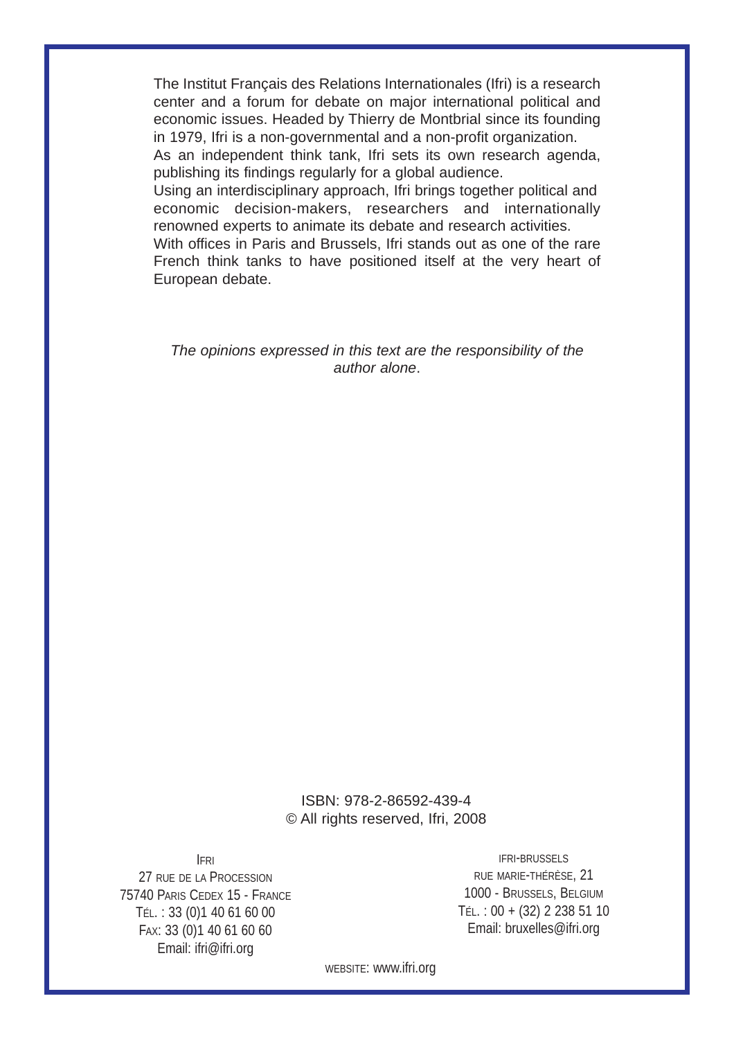The Institut Français des Relations Internationales (Ifri) is a research center and a forum for debate on major international political and economic issues. Headed by Thierry de Montbrial since its founding in 1979, Ifri is a non-governmental and a non-profit organization.

As an independent think tank, Ifri sets its own research agenda, publishing its findings regularly for a global audience.

Using an interdisciplinary approach, Ifri brings together political and economic decision-makers, researchers and internationally renowned experts to animate its debate and research activities.

With offices in Paris and Brussels, Ifri stands out as one of the rare French think tanks to have positioned itself at the very heart of European debate.

*The opinions expressed in this text are the responsibility of the author alone*.

ISBN: 978-2-86592-439-4

© All rights reserved, Ifri, 2008

IFRI
27 RUE DE LA PROCESSION
75740 PARIS CEDEX 15 - FRANCE
TÉL. : 33 (0)1 40 61 60 00
FAX: 33 (0)1 40 61 60 60
Email: ifri@ifri.org

IFRI-BRUSSELS
RUE MARIE-THÉRÈSE, 21
1000 - BRUSSELS, BELGIUM
TÉL. : 00 + (32) 2 238 51 10
Email: bruxelles@ifri.org

WEBSITE: www.ifri.org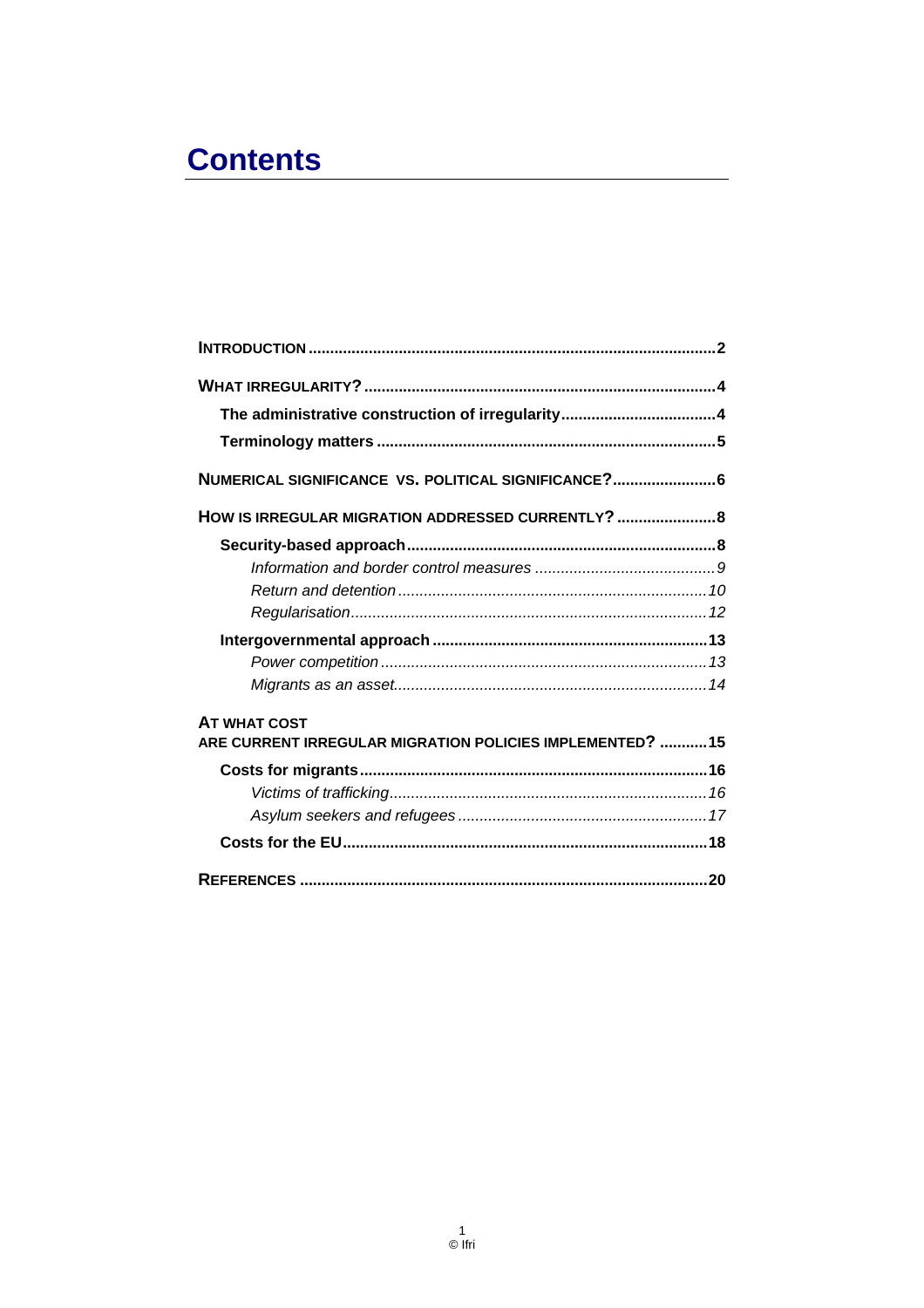# Contents

**INTRODUCTION** .......... **2**

**WHAT IRREGULARITY?** .......... **4**

- **The administrative construction of irregularity** .......... **4**
- **Terminology matters** .......... **5**

**NUMERICAL SIGNIFICANCE VS. POLITICAL SIGNIFICANCE?** .......... **6**

**HOW IS IRREGULAR MIGRATION ADDRESSED CURRENTLY?** .......... **8**

- **Security-based approach** .......... **8**
  - *Information and border control measures* .......... *9*
  - *Return and detention* .......... *10*
  - *Regularisation* .......... *12*
- **Intergovernmental approach** .......... **13**
  - *Power competition* .......... *13*
  - *Migrants as an asset* .......... *14*

**AT WHAT COST ARE CURRENT IRREGULAR MIGRATION POLICIES IMPLEMENTED?** .......... **15**

- **Costs for migrants** .......... **16**
  - *Victims of trafficking* .......... *16*
  - *Asylum seekers and refugees* .......... *17*
- **Costs for the EU** .......... **18**

**REFERENCES** .......... **20**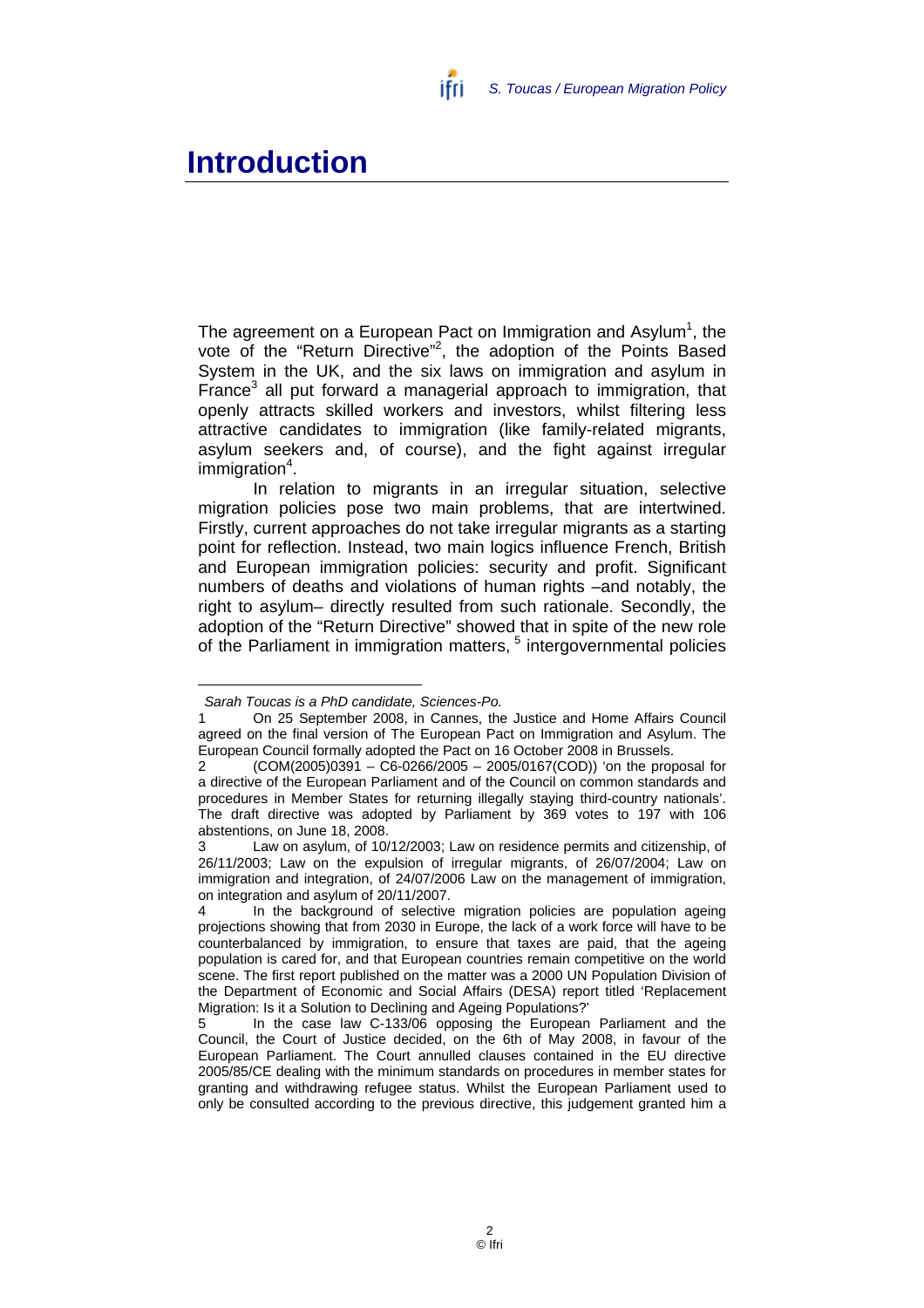# Introduction

The agreement on a European Pact on Immigration and Asylum[1], the vote of the "Return Directive"[2], the adoption of the Points Based System in the UK, and the six laws on immigration and asylum in France[3] all put forward a managerial approach to immigration, that openly attracts skilled workers and investors, whilst filtering less attractive candidates to immigration (like family-related migrants, asylum seekers and, of course), and the fight against irregular immigration[4].

In relation to migrants in an irregular situation, selective migration policies pose two main problems, that are intertwined. Firstly, current approaches do not take irregular migrants as a starting point for reflection. Instead, two main logics influence French, British and European immigration policies: security and profit. Significant numbers of deaths and violations of human rights –and notably, the right to asylum– directly resulted from such rationale. Secondly, the adoption of the "Return Directive" showed that in spite of the new role of the Parliament in immigration matters, [5] intergovernmental policies

---

*Sarah Toucas is a PhD candidate, Sciences-Po.*

1 On 25 September 2008, in Cannes, the Justice and Home Affairs Council agreed on the final version of The European Pact on Immigration and Asylum. The European Council formally adopted the Pact on 16 October 2008 in Brussels.

2 (COM(2005)0391 – C6-0266/2005 – 2005/0167(COD)) 'on the proposal for a directive of the European Parliament and of the Council on common standards and procedures in Member States for returning illegally staying third-country nationals'. The draft directive was adopted by Parliament by 369 votes to 197 with 106 abstentions, on June 18, 2008.

3 Law on asylum, of 10/12/2003; Law on residence permits and citizenship, of 26/11/2003; Law on the expulsion of irregular migrants, of 26/07/2004; Law on immigration and integration, of 24/07/2006 Law on the management of immigration, on integration and asylum of 20/11/2007.

4 In the background of selective migration policies are population ageing projections showing that from 2030 in Europe, the lack of a work force will have to be counterbalanced by immigration, to ensure that taxes are paid, that the ageing population is cared for, and that European countries remain competitive on the world scene. The first report published on the matter was a 2000 UN Population Division of the Department of Economic and Social Affairs (DESA) report titled 'Replacement Migration: Is it a Solution to Declining and Ageing Populations?'

5 In the case law C-133/06 opposing the European Parliament and the Council, the Court of Justice decided, on the 6th of May 2008, in favour of the European Parliament. The Court annulled clauses contained in the EU directive 2005/85/CE dealing with the minimum standards on procedures in member states for granting and withdrawing refugee status. Whilst the European Parliament used to only be consulted according to the previous directive, this judgement granted him a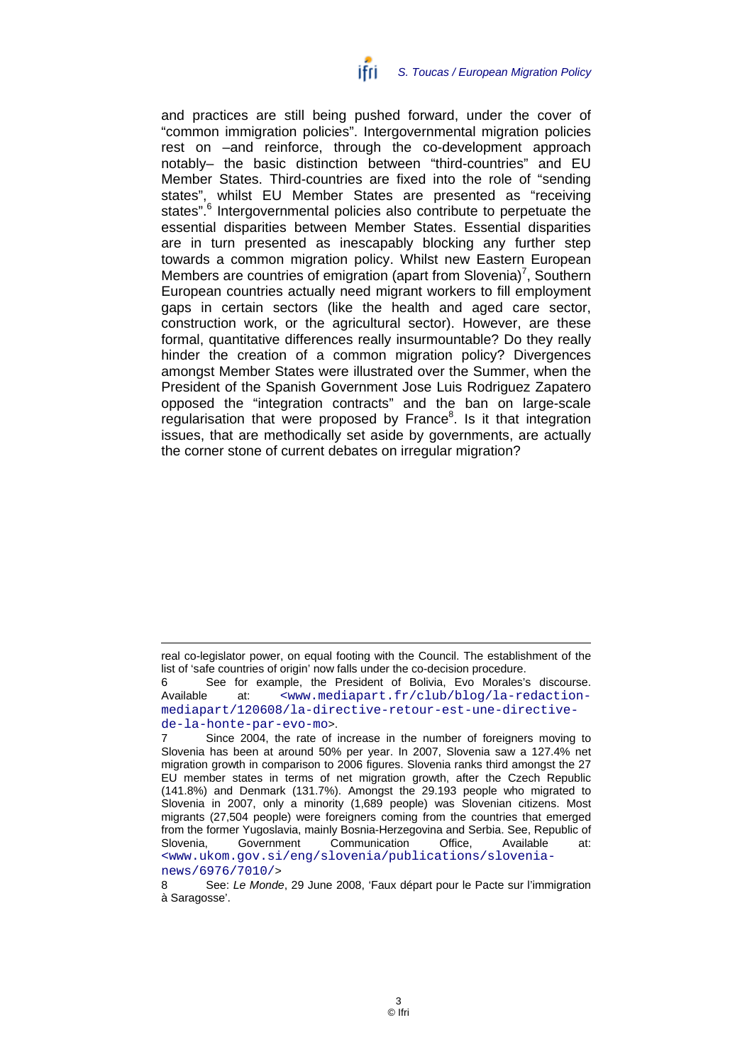and practices are still being pushed forward, under the cover of "common immigration policies". Intergovernmental migration policies rest on –and reinforce, through the co-development approach notably– the basic distinction between "third-countries" and EU Member States. Third-countries are fixed into the role of "sending states", whilst EU Member States are presented as "receiving states".[6] Intergovernmental policies also contribute to perpetuate the essential disparities between Member States. Essential disparities are in turn presented as inescapably blocking any further step towards a common migration policy. Whilst new Eastern European Members are countries of emigration (apart from Slovenia)[7], Southern European countries actually need migrant workers to fill employment gaps in certain sectors (like the health and aged care sector, construction work, or the agricultural sector). However, are these formal, quantitative differences really insurmountable? Do they really hinder the creation of a common migration policy? Divergences amongst Member States were illustrated over the Summer, when the President of the Spanish Government Jose Luis Rodriguez Zapatero opposed the "integration contracts" and the ban on large-scale regularisation that were proposed by France[8]. Is it that integration issues, that are methodically set aside by governments, are actually the corner stone of current debates on irregular migration?

---

real co-legislator power, on equal footing with the Council. The establishment of the list of 'safe countries of origin' now falls under the co-decision procedure.

6 See for example, the President of Bolivia, Evo Morales's discourse. Available at: <www.mediapart.fr/club/blog/la-redaction-mediapart/120608/la-directive-retour-est-une-directive-de-la-honte-par-evo-mo>.

7 Since 2004, the rate of increase in the number of foreigners moving to Slovenia has been at around 50% per year. In 2007, Slovenia saw a 127.4% net migration growth in comparison to 2006 figures. Slovenia ranks third amongst the 27 EU member states in terms of net migration growth, after the Czech Republic (141.8%) and Denmark (131.7%). Amongst the 29.193 people who migrated to Slovenia in 2007, only a minority (1,689 people) was Slovenian citizens. Most migrants (27,504 people) were foreigners coming from the countries that emerged from the former Yugoslavia, mainly Bosnia-Herzegovina and Serbia. See, Republic of Slovenia, Government Communication Office, Available at: <www.ukom.gov.si/eng/slovenia/publications/slovenia-news/6976/7010/>

8 See: *Le Monde*, 29 June 2008, 'Faux départ pour le Pacte sur l'immigration à Saragosse'.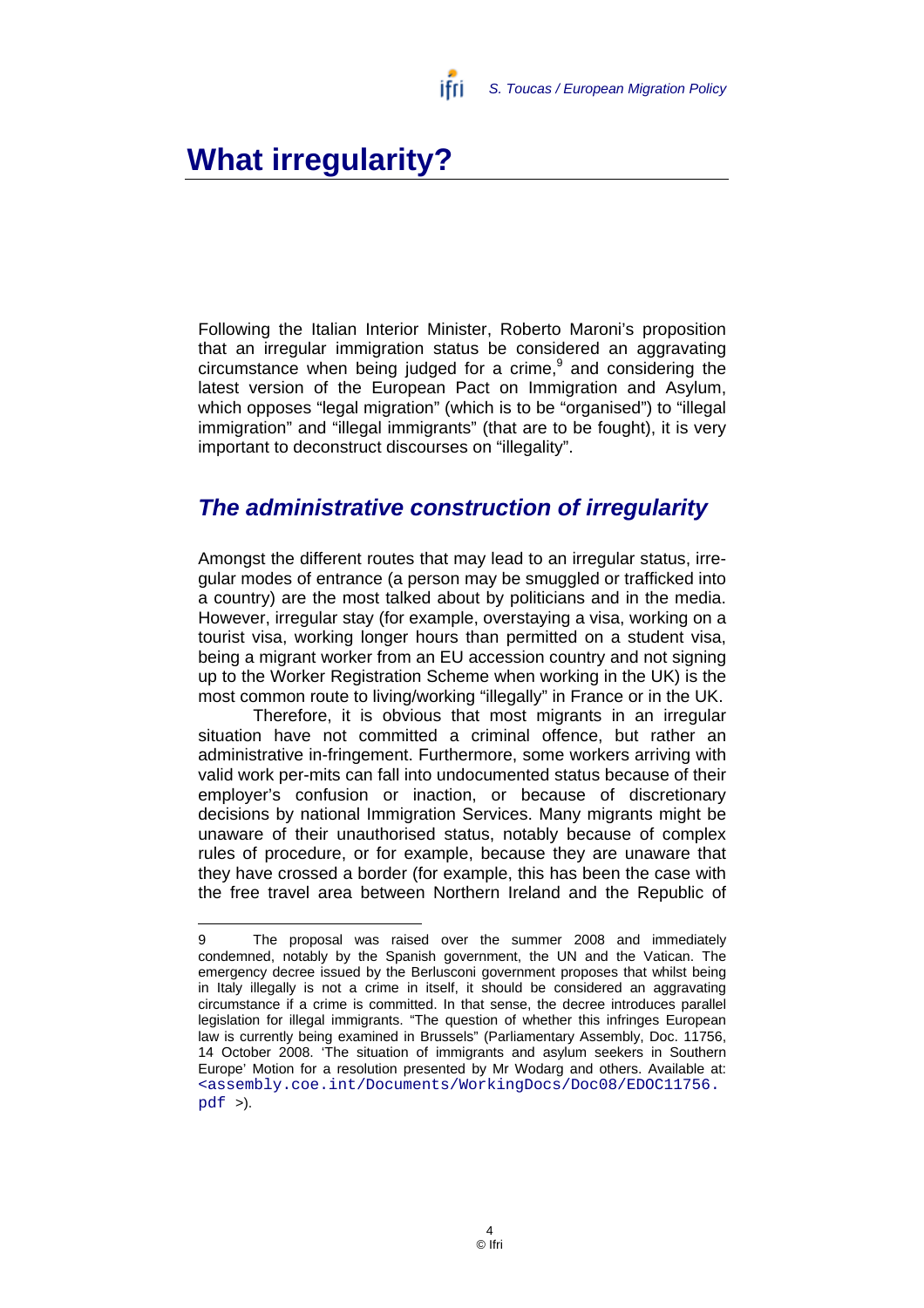# What irregularity?

Following the Italian Interior Minister, Roberto Maroni's proposition that an irregular immigration status be considered an aggravating circumstance when being judged for a crime,[9] and considering the latest version of the European Pact on Immigration and Asylum, which opposes "legal migration" (which is to be "organised") to "illegal immigration" and "illegal immigrants" (that are to be fought), it is very important to deconstruct discourses on "illegality".

## *The administrative construction of irregularity*

Amongst the different routes that may lead to an irregular status, irregular modes of entrance (a person may be smuggled or trafficked into a country) are the most talked about by politicians and in the media. However, irregular stay (for example, overstaying a visa, working on a tourist visa, working longer hours than permitted on a student visa, being a migrant worker from an EU accession country and not signing up to the Worker Registration Scheme when working in the UK) is the most common route to living/working "illegally" in France or in the UK.

Therefore, it is obvious that most migrants in an irregular situation have not committed a criminal offence, but rather an administrative in-fringement. Furthermore, some workers arriving with valid work per-mits can fall into undocumented status because of their employer's confusion or inaction, or because of discretionary decisions by national Immigration Services. Many migrants might be unaware of their unauthorised status, notably because of complex rules of procedure, or for example, because they are unaware that they have crossed a border (for example, this has been the case with the free travel area between Northern Ireland and the Republic of

---

9 The proposal was raised over the summer 2008 and immediately condemned, notably by the Spanish government, the UN and the Vatican. The emergency decree issued by the Berlusconi government proposes that whilst being in Italy illegally is not a crime in itself, it should be considered an aggravating circumstance if a crime is committed. In that sense, the decree introduces parallel legislation for illegal immigrants. "The question of whether this infringes European law is currently being examined in Brussels" (Parliamentary Assembly, Doc. 11756, 14 October 2008. 'The situation of immigrants and asylum seekers in Southern Europe' Motion for a resolution presented by Mr Wodarg and others. Available at: <assembly.coe.int/Documents/WorkingDocs/Doc08/EDOC11756.pdf >).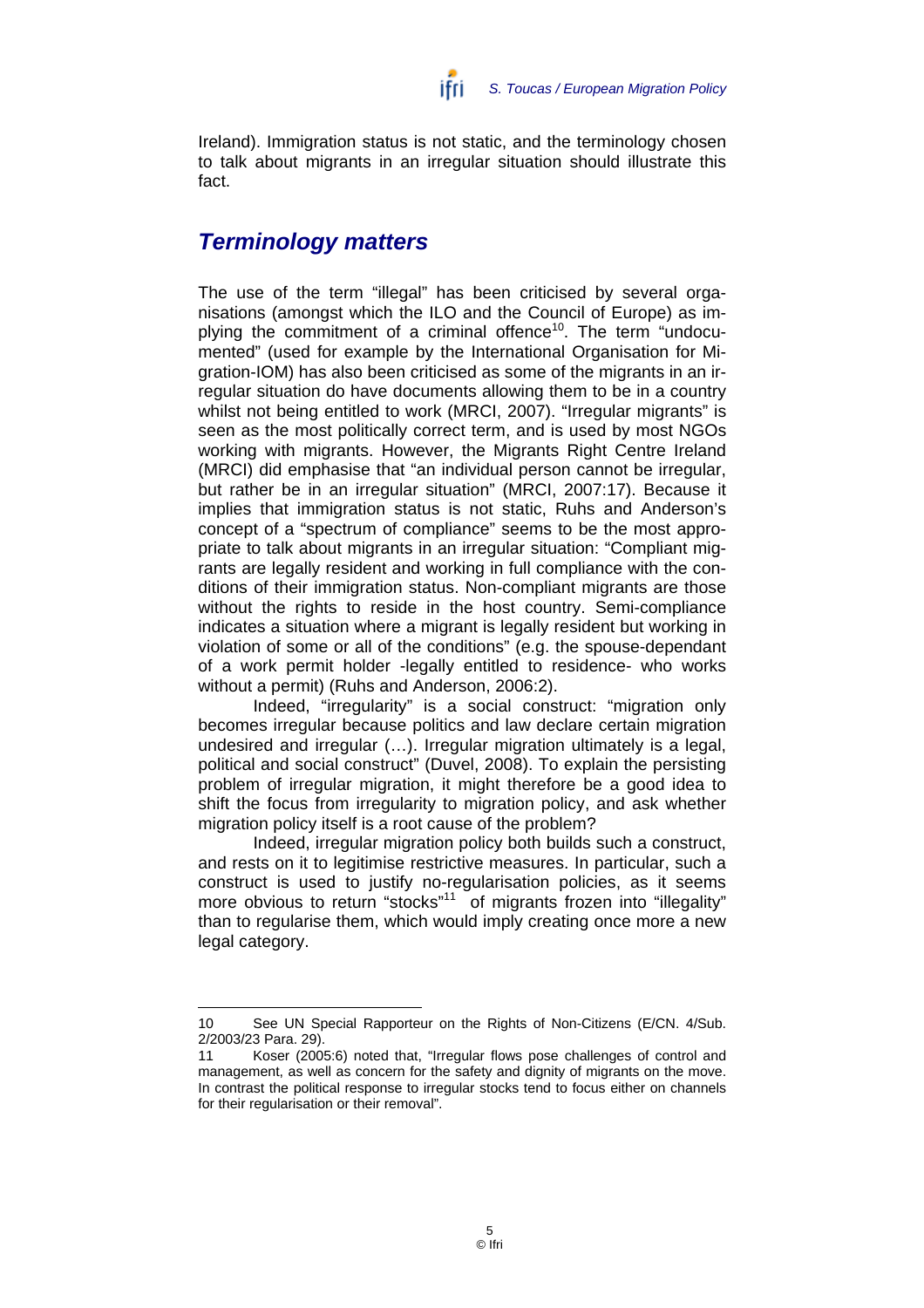Ireland). Immigration status is not static, and the terminology chosen to talk about migrants in an irregular situation should illustrate this fact.

## *Terminology matters*

The use of the term "illegal" has been criticised by several organisations (amongst which the ILO and the Council of Europe) as implying the commitment of a criminal offence[10]. The term "undocumented" (used for example by the International Organisation for Migration-IOM) has also been criticised as some of the migrants in an irregular situation do have documents allowing them to be in a country whilst not being entitled to work (MRCI, 2007). "Irregular migrants" is seen as the most politically correct term, and is used by most NGOs working with migrants. However, the Migrants Right Centre Ireland (MRCI) did emphasise that "an individual person cannot be irregular, but rather be in an irregular situation" (MRCI, 2007:17). Because it implies that immigration status is not static, Ruhs and Anderson's concept of a "spectrum of compliance" seems to be the most appropriate to talk about migrants in an irregular situation: "Compliant migrants are legally resident and working in full compliance with the conditions of their immigration status. Non-compliant migrants are those without the rights to reside in the host country. Semi-compliance indicates a situation where a migrant is legally resident but working in violation of some or all of the conditions" (e.g. the spouse-dependant of a work permit holder -legally entitled to residence- who works without a permit) (Ruhs and Anderson, 2006:2).

Indeed, "irregularity" is a social construct: "migration only becomes irregular because politics and law declare certain migration undesired and irregular (…). Irregular migration ultimately is a legal, political and social construct" (Duvel, 2008). To explain the persisting problem of irregular migration, it might therefore be a good idea to shift the focus from irregularity to migration policy, and ask whether migration policy itself is a root cause of the problem?

Indeed, irregular migration policy both builds such a construct, and rests on it to legitimise restrictive measures. In particular, such a construct is used to justify no-regularisation policies, as it seems more obvious to return "stocks"[11] of migrants frozen into "illegality" than to regularise them, which would imply creating once more a new legal category.

---

10 See UN Special Rapporteur on the Rights of Non-Citizens (E/CN. 4/Sub. 2/2003/23 Para. 29).

11 Koser (2005:6) noted that, "Irregular flows pose challenges of control and management, as well as concern for the safety and dignity of migrants on the move. In contrast the political response to irregular stocks tend to focus either on channels for their regularisation or their removal".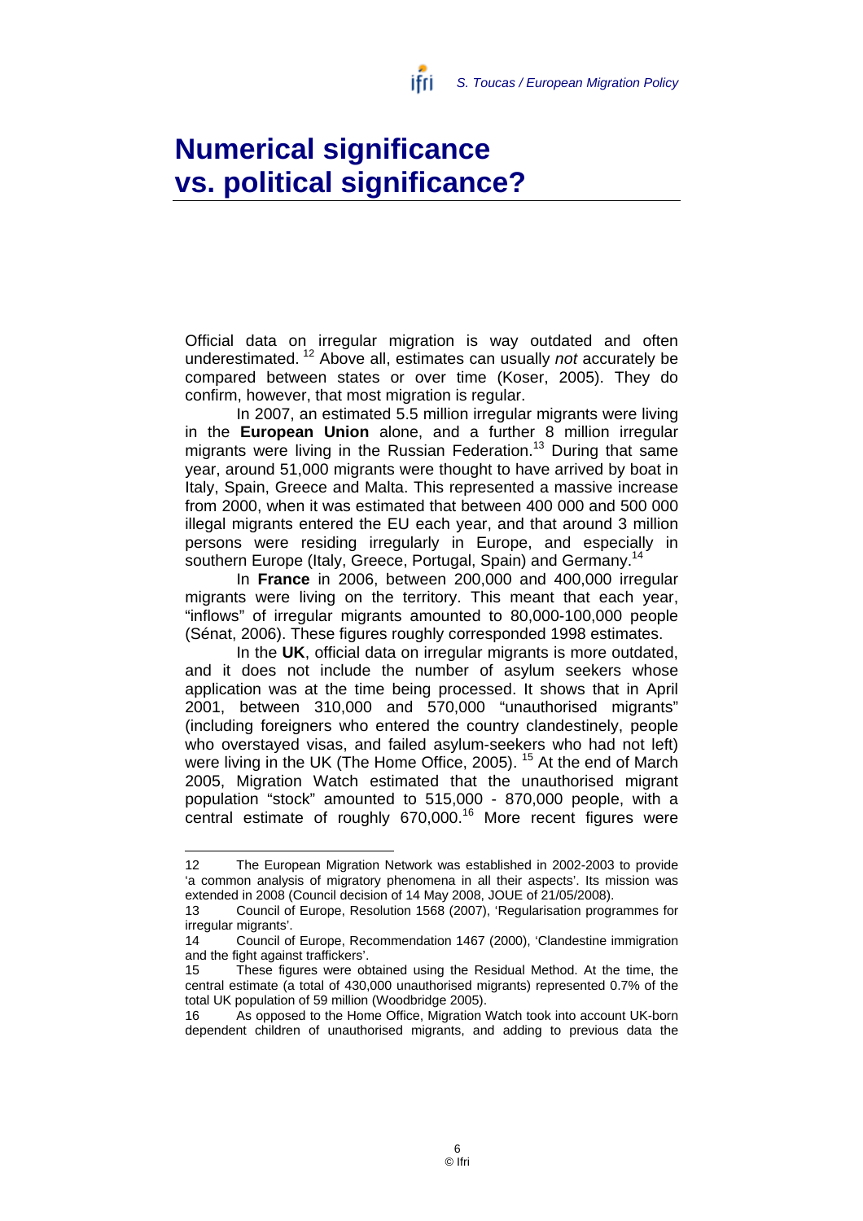# Numerical significance vs. political significance?

Official data on irregular migration is way outdated and often underestimated. [12] Above all, estimates can usually *not* accurately be compared between states or over time (Koser, 2005). They do confirm, however, that most migration is regular.

In 2007, an estimated 5.5 million irregular migrants were living in the **European Union** alone, and a further 8 million irregular migrants were living in the Russian Federation.[13] During that same year, around 51,000 migrants were thought to have arrived by boat in Italy, Spain, Greece and Malta. This represented a massive increase from 2000, when it was estimated that between 400 000 and 500 000 illegal migrants entered the EU each year, and that around 3 million persons were residing irregularly in Europe, and especially in southern Europe (Italy, Greece, Portugal, Spain) and Germany.[14]

In **France** in 2006, between 200,000 and 400,000 irregular migrants were living on the territory. This meant that each year, "inflows" of irregular migrants amounted to 80,000-100,000 people (Sénat, 2006). These figures roughly corresponded 1998 estimates.

In the **UK**, official data on irregular migrants is more outdated, and it does not include the number of asylum seekers whose application was at the time being processed. It shows that in April 2001, between 310,000 and 570,000 "unauthorised migrants" (including foreigners who entered the country clandestinely, people who overstayed visas, and failed asylum-seekers who had not left) were living in the UK (The Home Office, 2005). [15] At the end of March 2005, Migration Watch estimated that the unauthorised migrant population "stock" amounted to 515,000 - 870,000 people, with a central estimate of roughly 670,000.[16] More recent figures were

---

12 The European Migration Network was established in 2002-2003 to provide 'a common analysis of migratory phenomena in all their aspects'. Its mission was extended in 2008 (Council decision of 14 May 2008, JOUE of 21/05/2008).

13 Council of Europe, Resolution 1568 (2007), 'Regularisation programmes for irregular migrants'.

14 Council of Europe, Recommendation 1467 (2000), 'Clandestine immigration and the fight against traffickers'.

15 These figures were obtained using the Residual Method. At the time, the central estimate (a total of 430,000 unauthorised migrants) represented 0.7% of the total UK population of 59 million (Woodbridge 2005).

16 As opposed to the Home Office, Migration Watch took into account UK-born dependent children of unauthorised migrants, and adding to previous data the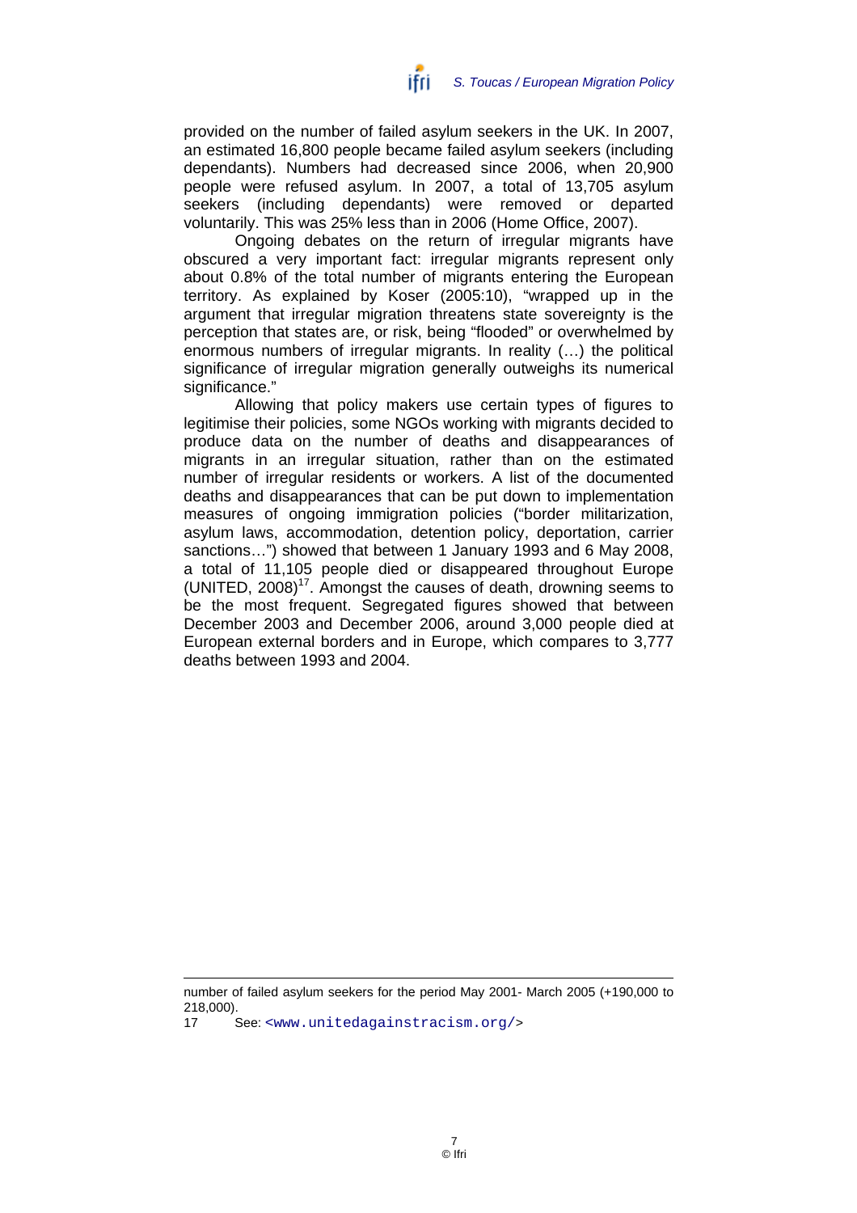provided on the number of failed asylum seekers in the UK. In 2007, an estimated 16,800 people became failed asylum seekers (including dependants). Numbers had decreased since 2006, when 20,900 people were refused asylum. In 2007, a total of 13,705 asylum seekers (including dependants) were removed or departed voluntarily. This was 25% less than in 2006 (Home Office, 2007).

Ongoing debates on the return of irregular migrants have obscured a very important fact: irregular migrants represent only about 0.8% of the total number of migrants entering the European territory. As explained by Koser (2005:10), "wrapped up in the argument that irregular migration threatens state sovereignty is the perception that states are, or risk, being "flooded" or overwhelmed by enormous numbers of irregular migrants. In reality (…) the political significance of irregular migration generally outweighs its numerical significance."

Allowing that policy makers use certain types of figures to legitimise their policies, some NGOs working with migrants decided to produce data on the number of deaths and disappearances of migrants in an irregular situation, rather than on the estimated number of irregular residents or workers. A list of the documented deaths and disappearances that can be put down to implementation measures of ongoing immigration policies ("border militarization, asylum laws, accommodation, detention policy, deportation, carrier sanctions…") showed that between 1 January 1993 and 6 May 2008, a total of 11,105 people died or disappeared throughout Europe (UNITED, 2008)[17]. Amongst the causes of death, drowning seems to be the most frequent. Segregated figures showed that between December 2003 and December 2006, around 3,000 people died at European external borders and in Europe, which compares to 3,777 deaths between 1993 and 2004.

---

number of failed asylum seekers for the period May 2001- March 2005 (+190,000 to 218,000).

17 See: <www.unitedagainstracism.org/>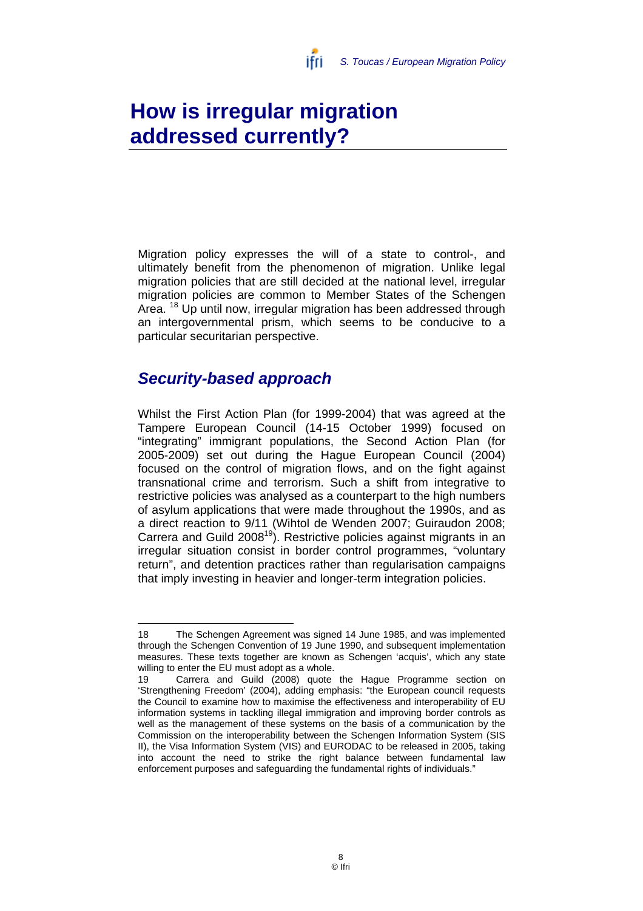# How is irregular migration addressed currently?

Migration policy expresses the will of a state to control-, and ultimately benefit from the phenomenon of migration. Unlike legal migration policies that are still decided at the national level, irregular migration policies are common to Member States of the Schengen Area. [18] Up until now, irregular migration has been addressed through an intergovernmental prism, which seems to be conducive to a particular securitarian perspective.

## *Security-based approach*

Whilst the First Action Plan (for 1999-2004) that was agreed at the Tampere European Council (14-15 October 1999) focused on "integrating" immigrant populations, the Second Action Plan (for 2005-2009) set out during the Hague European Council (2004) focused on the control of migration flows, and on the fight against transnational crime and terrorism. Such a shift from integrative to restrictive policies was analysed as a counterpart to the high numbers of asylum applications that were made throughout the 1990s, and as a direct reaction to 9/11 (Wihtol de Wenden 2007; Guiraudon 2008; Carrera and Guild 2008[19]). Restrictive policies against migrants in an irregular situation consist in border control programmes, "voluntary return", and detention practices rather than regularisation campaigns that imply investing in heavier and longer-term integration policies.

---

18 The Schengen Agreement was signed 14 June 1985, and was implemented through the Schengen Convention of 19 June 1990, and subsequent implementation measures. These texts together are known as Schengen 'acquis', which any state willing to enter the EU must adopt as a whole.

19 Carrera and Guild (2008) quote the Hague Programme section on 'Strengthening Freedom' (2004), adding emphasis: "the European council requests the Council to examine how to maximise the effectiveness and interoperability of EU information systems in tackling illegal immigration and improving border controls as well as the management of these systems on the basis of a communication by the Commission on the interoperability between the Schengen Information System (SIS II), the Visa Information System (VIS) and EURODAC to be released in 2005, taking into account the need to strike the right balance between fundamental law enforcement purposes and safeguarding the fundamental rights of individuals."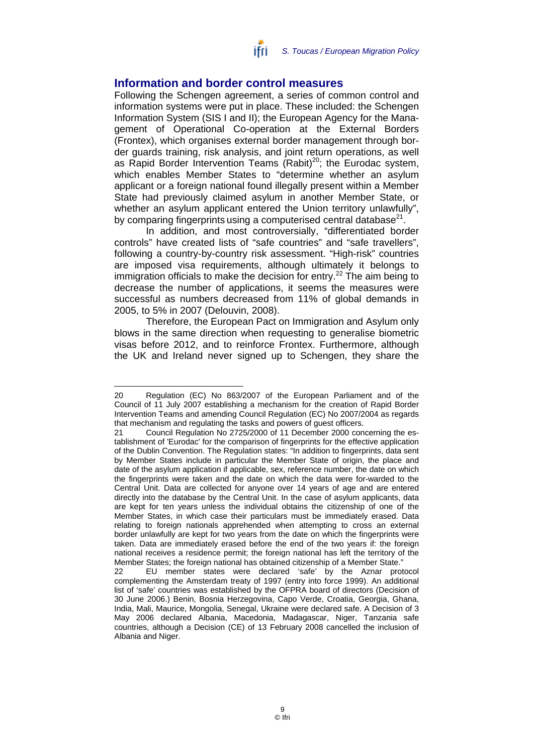## Information and border control measures

Following the Schengen agreement, a series of common control and information systems were put in place. These included: the Schengen Information System (SIS I and II); the European Agency for the Management of Operational Co-operation at the External Borders (Frontex), which organises external border management through border guards training, risk analysis, and joint return operations, as well as Rapid Border Intervention Teams (Rabit)[20]; the Eurodac system, which enables Member States to "determine whether an asylum applicant or a foreign national found illegally present within a Member State had previously claimed asylum in another Member State, or whether an asylum applicant entered the Union territory unlawfully", by comparing fingerprints using a computerised central database[21].

In addition, and most controversially, "differentiated border controls" have created lists of "safe countries" and "safe travellers", following a country-by-country risk assessment. "High-risk" countries are imposed visa requirements, although ultimately it belongs to immigration officials to make the decision for entry.[22] The aim being to decrease the number of applications, it seems the measures were successful as numbers decreased from 11% of global demands in 2005, to 5% in 2007 (Delouvin, 2008).

Therefore, the European Pact on Immigration and Asylum only blows in the same direction when requesting to generalise biometric visas before 2012, and to reinforce Frontex. Furthermore, although the UK and Ireland never signed up to Schengen, they share the

---

20 Regulation (EC) No 863/2007 of the European Parliament and of the Council of 11 July 2007 establishing a mechanism for the creation of Rapid Border Intervention Teams and amending Council Regulation (EC) No 2007/2004 as regards that mechanism and regulating the tasks and powers of guest officers.

21 Council Regulation No 2725/2000 of 11 December 2000 concerning the establishment of 'Eurodac' for the comparison of fingerprints for the effective application of the Dublin Convention. The Regulation states: "In addition to fingerprints, data sent by Member States include in particular the Member State of origin, the place and date of the asylum application if applicable, sex, reference number, the date on which the fingerprints were taken and the date on which the data were for-warded to the Central Unit. Data are collected for anyone over 14 years of age and are entered directly into the database by the Central Unit. In the case of asylum applicants, data are kept for ten years unless the individual obtains the citizenship of one of the Member States, in which case their particulars must be immediately erased. Data relating to foreign nationals apprehended when attempting to cross an external border unlawfully are kept for two years from the date on which the fingerprints were taken. Data are immediately erased before the end of the two years if: the foreign national receives a residence permit; the foreign national has left the territory of the Member States; the foreign national has obtained citizenship of a Member State."

22 EU member states were declared 'safe' by the Aznar protocol complementing the Amsterdam treaty of 1997 (entry into force 1999). An additional list of 'safe' countries was established by the OFPRA board of directors (Decision of 30 June 2006.) Benin, Bosnia Herzegovina, Capo Verde, Croatia, Georgia, Ghana, India, Mali, Maurice, Mongolia, Senegal, Ukraine were declared safe. A Decision of 3 May 2006 declared Albania, Macedonia, Madagascar, Niger, Tanzania safe countries, although a Decision (CE) of 13 February 2008 cancelled the inclusion of Albania and Niger.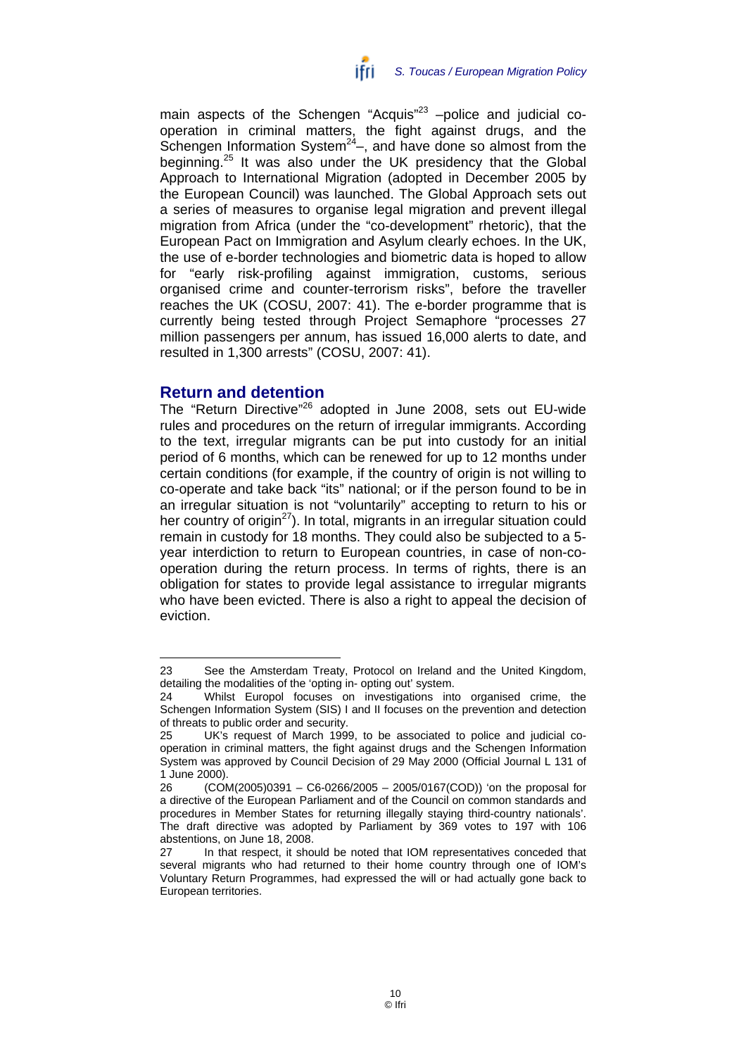main aspects of the Schengen "Acquis"[23] –police and judicial co-operation in criminal matters, the fight against drugs, and the Schengen Information System[24]–, and have done so almost from the beginning.[25] It was also under the UK presidency that the Global Approach to International Migration (adopted in December 2005 by the European Council) was launched. The Global Approach sets out a series of measures to organise legal migration and prevent illegal migration from Africa (under the "co-development" rhetoric), that the European Pact on Immigration and Asylum clearly echoes. In the UK, the use of e-border technologies and biometric data is hoped to allow for "early risk-profiling against immigration, customs, serious organised crime and counter-terrorism risks", before the traveller reaches the UK (COSU, 2007: 41). The e-border programme that is currently being tested through Project Semaphore "processes 27 million passengers per annum, has issued 16,000 alerts to date, and resulted in 1,300 arrests" (COSU, 2007: 41).

## Return and detention

The "Return Directive"[26] adopted in June 2008, sets out EU-wide rules and procedures on the return of irregular immigrants. According to the text, irregular migrants can be put into custody for an initial period of 6 months, which can be renewed for up to 12 months under certain conditions (for example, if the country of origin is not willing to co-operate and take back "its" national; or if the person found to be in an irregular situation is not "voluntarily" accepting to return to his or her country of origin[27]). In total, migrants in an irregular situation could remain in custody for 18 months. They could also be subjected to a 5-year interdiction to return to European countries, in case of non-co-operation during the return process. In terms of rights, there is an obligation for states to provide legal assistance to irregular migrants who have been evicted. There is also a right to appeal the decision of eviction.

---

23 See the Amsterdam Treaty, Protocol on Ireland and the United Kingdom, detailing the modalities of the 'opting in- opting out' system.

24 Whilst Europol focuses on investigations into organised crime, the Schengen Information System (SIS) I and II focuses on the prevention and detection of threats to public order and security.

25 UK's request of March 1999, to be associated to police and judicial co-operation in criminal matters, the fight against drugs and the Schengen Information System was approved by Council Decision of 29 May 2000 (Official Journal L 131 of 1 June 2000).

26 (COM(2005)0391 – C6-0266/2005 – 2005/0167(COD)) 'on the proposal for a directive of the European Parliament and of the Council on common standards and procedures in Member States for returning illegally staying third-country nationals'. The draft directive was adopted by Parliament by 369 votes to 197 with 106 abstentions, on June 18, 2008.

27 In that respect, it should be noted that IOM representatives conceded that several migrants who had returned to their home country through one of IOM's Voluntary Return Programmes, had expressed the will or had actually gone back to European territories.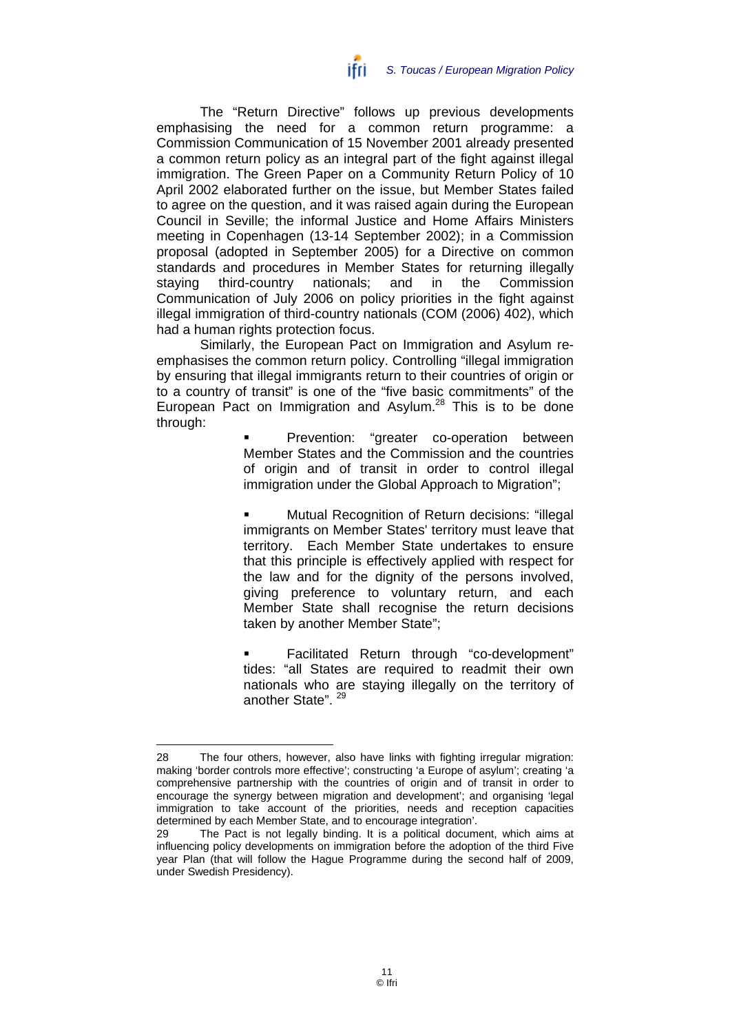The "Return Directive" follows up previous developments emphasising the need for a common return programme: a Commission Communication of 15 November 2001 already presented a common return policy as an integral part of the fight against illegal immigration. The Green Paper on a Community Return Policy of 10 April 2002 elaborated further on the issue, but Member States failed to agree on the question, and it was raised again during the European Council in Seville; the informal Justice and Home Affairs Ministers meeting in Copenhagen (13-14 September 2002); in a Commission proposal (adopted in September 2005) for a Directive on common standards and procedures in Member States for returning illegally staying third-country nationals; and in the Commission Communication of July 2006 on policy priorities in the fight against illegal immigration of third-country nationals (COM (2006) 402), which had a human rights protection focus.

Similarly, the European Pact on Immigration and Asylum re-emphasises the common return policy. Controlling "illegal immigration by ensuring that illegal immigrants return to their countries of origin or to a country of transit" is one of the "five basic commitments" of the European Pact on Immigration and Asylum.[28] This is to be done through:

- Prevention: "greater co-operation between Member States and the Commission and the countries of origin and of transit in order to control illegal immigration under the Global Approach to Migration";

- Mutual Recognition of Return decisions: "illegal immigrants on Member States' territory must leave that territory. Each Member State undertakes to ensure that this principle is effectively applied with respect for the law and for the dignity of the persons involved, giving preference to voluntary return, and each Member State shall recognise the return decisions taken by another Member State";

- Facilitated Return through "co-development" tides: "all States are required to readmit their own nationals who are staying illegally on the territory of another State". [29]

---

28 The four others, however, also have links with fighting irregular migration: making 'border controls more effective'; constructing 'a Europe of asylum'; creating 'a comprehensive partnership with the countries of origin and of transit in order to encourage the synergy between migration and development'; and organising 'legal immigration to take account of the priorities, needs and reception capacities determined by each Member State, and to encourage integration'.

29 The Pact is not legally binding. It is a political document, which aims at influencing policy developments on immigration before the adoption of the third Five year Plan (that will follow the Hague Programme during the second half of 2009, under Swedish Presidency).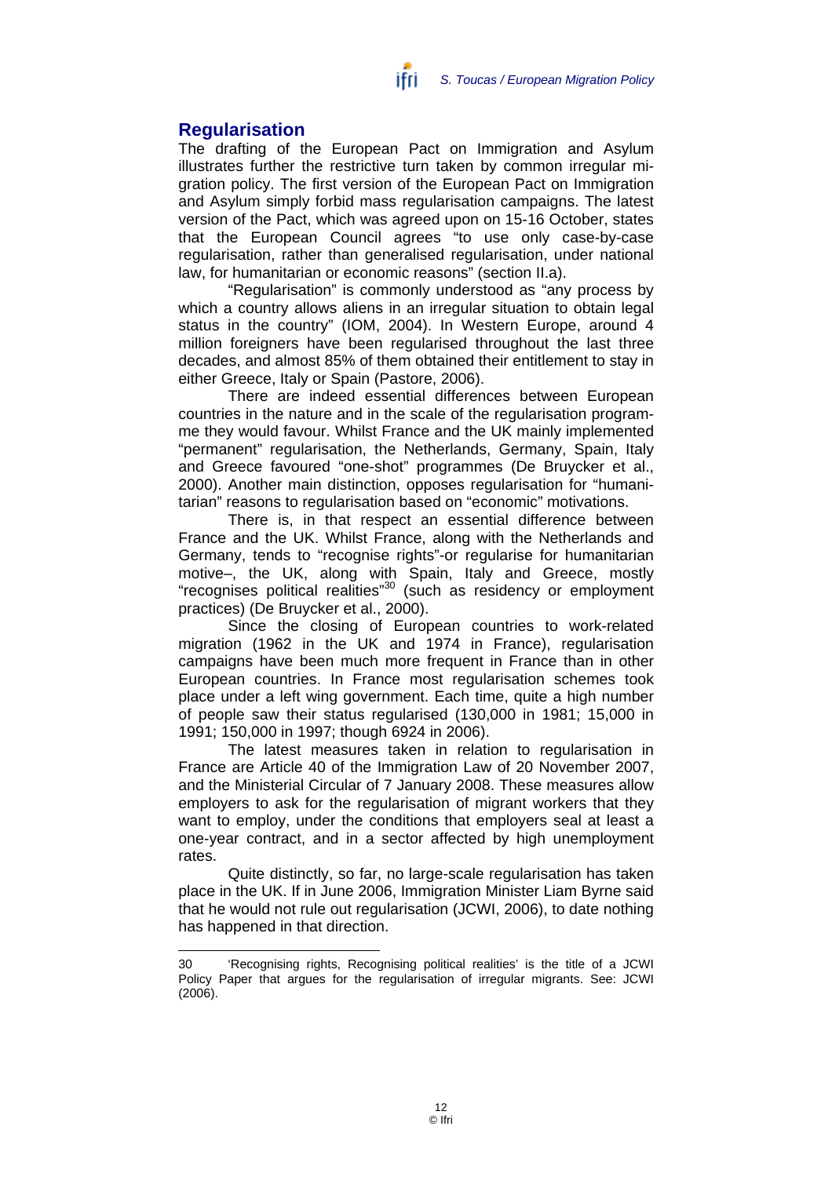## Regularisation

The drafting of the European Pact on Immigration and Asylum illustrates further the restrictive turn taken by common irregular migration policy. The first version of the European Pact on Immigration and Asylum simply forbid mass regularisation campaigns. The latest version of the Pact, which was agreed upon on 15-16 October, states that the European Council agrees "to use only case-by-case regularisation, rather than generalised regularisation, under national law, for humanitarian or economic reasons" (section II.a).

"Regularisation" is commonly understood as "any process by which a country allows aliens in an irregular situation to obtain legal status in the country" (IOM, 2004). In Western Europe, around 4 million foreigners have been regularised throughout the last three decades, and almost 85% of them obtained their entitlement to stay in either Greece, Italy or Spain (Pastore, 2006).

There are indeed essential differences between European countries in the nature and in the scale of the regularisation programme they would favour. Whilst France and the UK mainly implemented "permanent" regularisation, the Netherlands, Germany, Spain, Italy and Greece favoured "one-shot" programmes (De Bruycker et al., 2000). Another main distinction, opposes regularisation for "humanitarian" reasons to regularisation based on "economic" motivations.

There is, in that respect an essential difference between France and the UK. Whilst France, along with the Netherlands and Germany, tends to "recognise rights"-or regularise for humanitarian motive–, the UK, along with Spain, Italy and Greece, mostly "recognises political realities"[30] (such as residency or employment practices) (De Bruycker et al., 2000).

Since the closing of European countries to work-related migration (1962 in the UK and 1974 in France), regularisation campaigns have been much more frequent in France than in other European countries. In France most regularisation schemes took place under a left wing government. Each time, quite a high number of people saw their status regularised (130,000 in 1981; 15,000 in 1991; 150,000 in 1997; though 6924 in 2006).

The latest measures taken in relation to regularisation in France are Article 40 of the Immigration Law of 20 November 2007, and the Ministerial Circular of 7 January 2008. These measures allow employers to ask for the regularisation of migrant workers that they want to employ, under the conditions that employers seal at least a one-year contract, and in a sector affected by high unemployment rates.

Quite distinctly, so far, no large-scale regularisation has taken place in the UK. If in June 2006, Immigration Minister Liam Byrne said that he would not rule out regularisation (JCWI, 2006), to date nothing has happened in that direction.

---

30 'Recognising rights, Recognising political realities' is the title of a JCWI Policy Paper that argues for the regularisation of irregular migrants. See: JCWI (2006).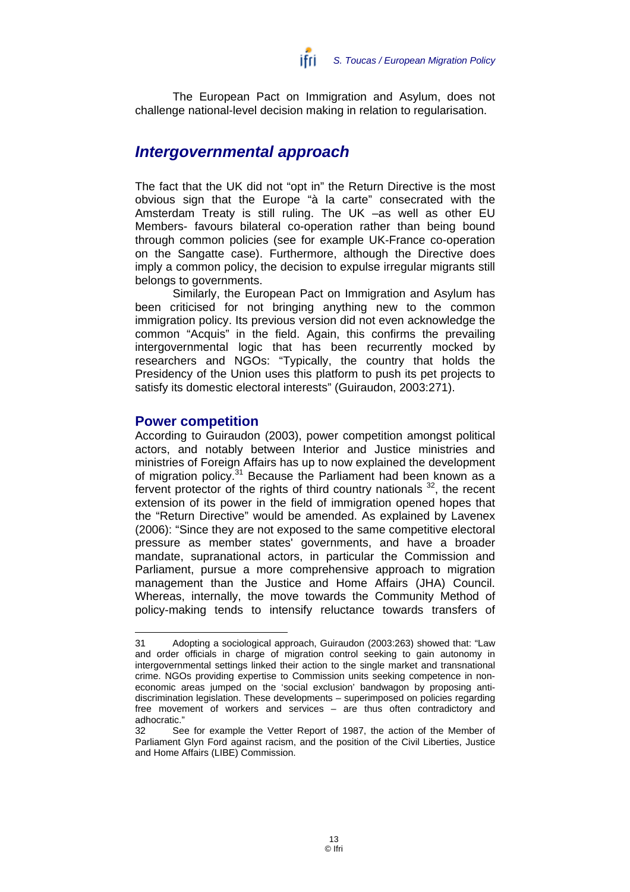The European Pact on Immigration and Asylum, does not challenge national-level decision making in relation to regularisation.

## *Intergovernmental approach*

The fact that the UK did not "opt in" the Return Directive is the most obvious sign that the Europe "à la carte" consecrated with the Amsterdam Treaty is still ruling. The UK –as well as other EU Members- favours bilateral co-operation rather than being bound through common policies (see for example UK-France co-operation on the Sangatte case). Furthermore, although the Directive does imply a common policy, the decision to expulse irregular migrants still belongs to governments.

Similarly, the European Pact on Immigration and Asylum has been criticised for not bringing anything new to the common immigration policy. Its previous version did not even acknowledge the common "Acquis" in the field. Again, this confirms the prevailing intergovernmental logic that has been recurrently mocked by researchers and NGOs: "Typically, the country that holds the Presidency of the Union uses this platform to push its pet projects to satisfy its domestic electoral interests" (Guiraudon, 2003:271).

### Power competition

According to Guiraudon (2003), power competition amongst political actors, and notably between Interior and Justice ministries and ministries of Foreign Affairs has up to now explained the development of migration policy.[31] Because the Parliament had been known as a fervent protector of the rights of third country nationals [32], the recent extension of its power in the field of immigration opened hopes that the "Return Directive" would be amended. As explained by Lavenex (2006): "Since they are not exposed to the same competitive electoral pressure as member states' governments, and have a broader mandate, supranational actors, in particular the Commission and Parliament, pursue a more comprehensive approach to migration management than the Justice and Home Affairs (JHA) Council. Whereas, internally, the move towards the Community Method of policy-making tends to intensify reluctance towards transfers of

---

31 Adopting a sociological approach, Guiraudon (2003:263) showed that: "Law and order officials in charge of migration control seeking to gain autonomy in intergovernmental settings linked their action to the single market and transnational crime. NGOs providing expertise to Commission units seeking competence in non-economic areas jumped on the 'social exclusion' bandwagon by proposing anti-discrimination legislation. These developments – superimposed on policies regarding free movement of workers and services – are thus often contradictory and adhocratic."

32 See for example the Vetter Report of 1987, the action of the Member of Parliament Glyn Ford against racism, and the position of the Civil Liberties, Justice and Home Affairs (LIBE) Commission.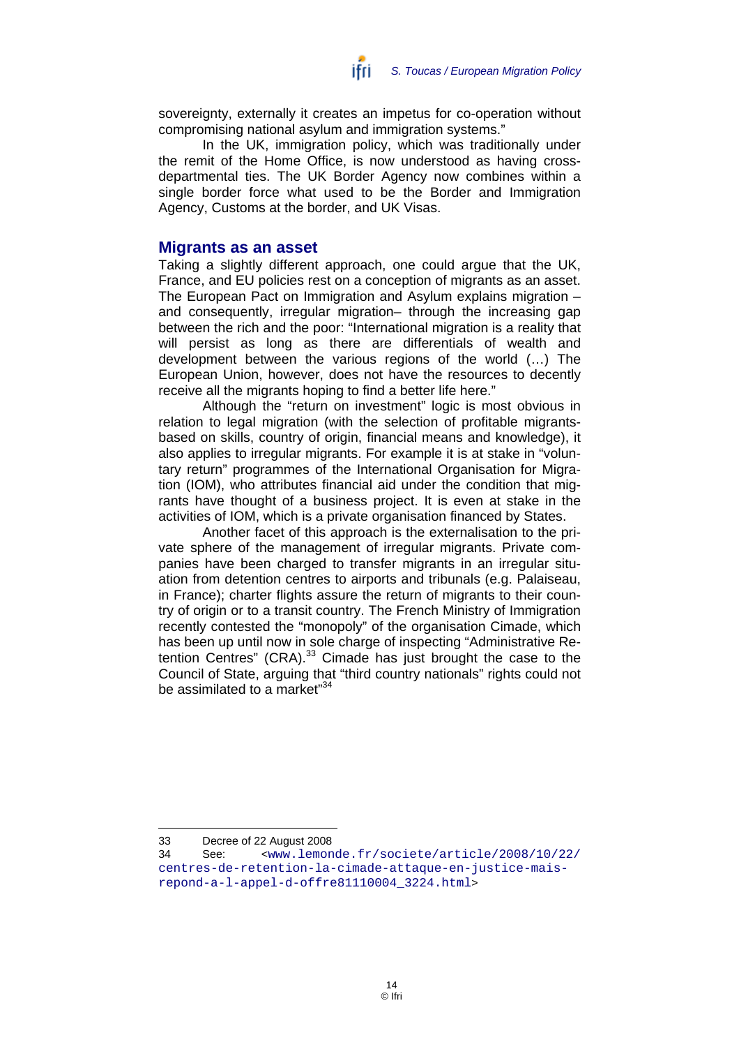sovereignty, externally it creates an impetus for co-operation without compromising national asylum and immigration systems."

In the UK, immigration policy, which was traditionally under the remit of the Home Office, is now understood as having cross-departmental ties. The UK Border Agency now combines within a single border force what used to be the Border and Immigration Agency, Customs at the border, and UK Visas.

## Migrants as an asset

Taking a slightly different approach, one could argue that the UK, France, and EU policies rest on a conception of migrants as an asset. The European Pact on Immigration and Asylum explains migration – and consequently, irregular migration– through the increasing gap between the rich and the poor: "International migration is a reality that will persist as long as there are differentials of wealth and development between the various regions of the world (…) The European Union, however, does not have the resources to decently receive all the migrants hoping to find a better life here."

Although the "return on investment" logic is most obvious in relation to legal migration (with the selection of profitable migrants-based on skills, country of origin, financial means and knowledge), it also applies to irregular migrants. For example it is at stake in "voluntary return" programmes of the International Organisation for Migration (IOM), who attributes financial aid under the condition that migrants have thought of a business project. It is even at stake in the activities of IOM, which is a private organisation financed by States.

Another facet of this approach is the externalisation to the private sphere of the management of irregular migrants. Private companies have been charged to transfer migrants in an irregular situation from detention centres to airports and tribunals (e.g. Palaiseau, in France); charter flights assure the return of migrants to their country of origin or to a transit country. The French Ministry of Immigration recently contested the "monopoly" of the organisation Cimade, which has been up until now in sole charge of inspecting "Administrative Retention Centres" (CRA).[33] Cimade has just brought the case to the Council of State, arguing that "third country nationals" rights could not be assimilated to a market"[34]

---

33 Decree of 22 August 2008

34 See: <www.lemonde.fr/societe/article/2008/10/22/centres-de-retention-la-cimade-attaque-en-justice-mais-repond-a-l-appel-d-offre81110004_3224.html>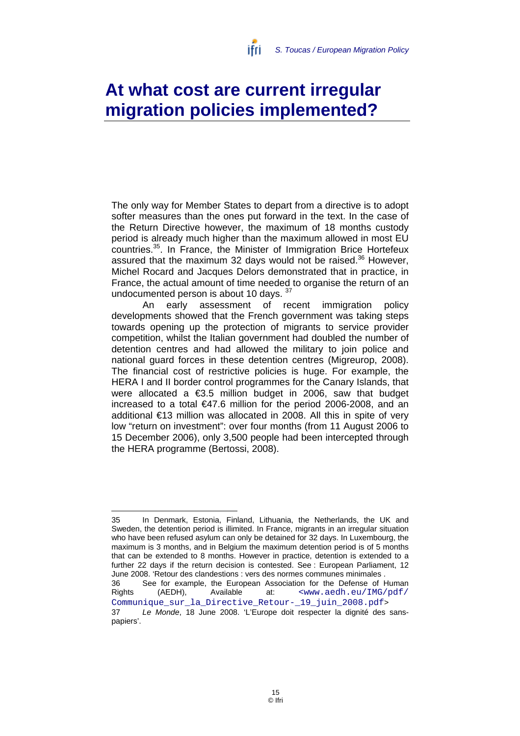# At what cost are current irregular migration policies implemented?

The only way for Member States to depart from a directive is to adopt softer measures than the ones put forward in the text. In the case of the Return Directive however, the maximum of 18 months custody period is already much higher than the maximum allowed in most EU countries.[35]. In France, the Minister of Immigration Brice Hortefeux assured that the maximum 32 days would not be raised.[36] However, Michel Rocard and Jacques Delors demonstrated that in practice, in France, the actual amount of time needed to organise the return of an undocumented person is about 10 days. [37]

An early assessment of recent immigration policy developments showed that the French government was taking steps towards opening up the protection of migrants to service provider competition, whilst the Italian government had doubled the number of detention centres and had allowed the military to join police and national guard forces in these detention centres (Migreurop, 2008). The financial cost of restrictive policies is huge. For example, the HERA I and II border control programmes for the Canary Islands, that were allocated a €3.5 million budget in 2006, saw that budget increased to a total €47.6 million for the period 2006-2008, and an additional €13 million was allocated in 2008. All this in spite of very low "return on investment": over four months (from 11 August 2006 to 15 December 2006), only 3,500 people had been intercepted through the HERA programme (Bertossi, 2008).

---

35 In Denmark, Estonia, Finland, Lithuania, the Netherlands, the UK and Sweden, the detention period is illimited. In France, migrants in an irregular situation who have been refused asylum can only be detained for 32 days. In Luxembourg, the maximum is 3 months, and in Belgium the maximum detention period is of 5 months that can be extended to 8 months. However in practice, detention is extended to a further 22 days if the return decision is contested. See : European Parliament, 12 June 2008. 'Retour des clandestions : vers des normes communes minimales .

36 See for example, the European Association for the Defense of Human Rights (AEDH), Available at: <www.aedh.eu/IMG/pdf/Communique_sur_la_Directive_Retour-_19_juin_2008.pdf>

37 *Le Monde*, 18 June 2008. 'L'Europe doit respecter la dignité des sans-papiers'.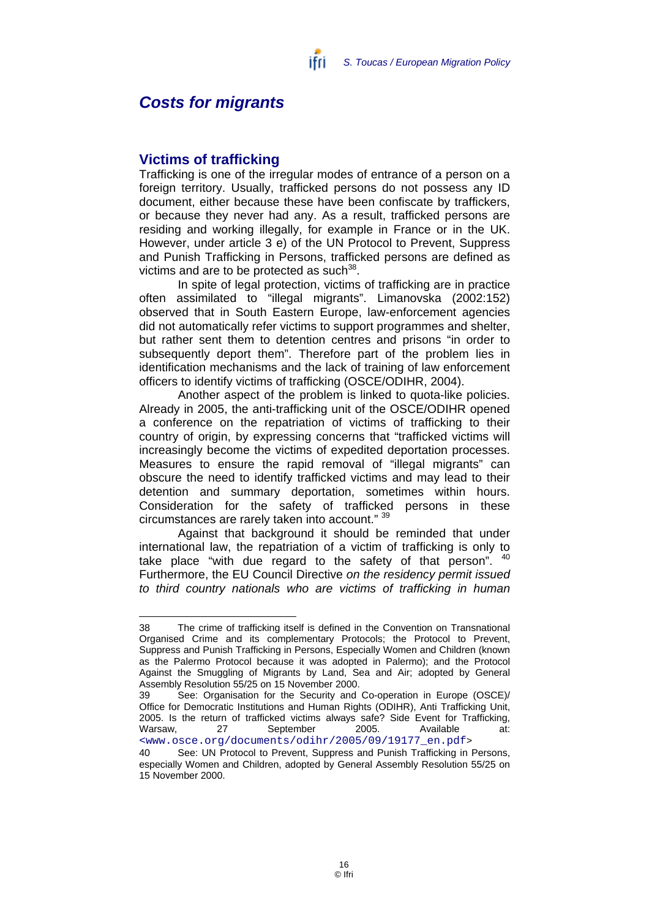## Costs for migrants

### Victims of trafficking

Trafficking is one of the irregular modes of entrance of a person on a foreign territory. Usually, trafficked persons do not possess any ID document, either because these have been confiscate by traffickers, or because they never had any. As a result, trafficked persons are residing and working illegally, for example in France or in the UK. However, under article 3 e) of the UN Protocol to Prevent, Suppress and Punish Trafficking in Persons, trafficked persons are defined as victims and are to be protected as such[38].

In spite of legal protection, victims of trafficking are in practice often assimilated to "illegal migrants". Limanovska (2002:152) observed that in South Eastern Europe, law-enforcement agencies did not automatically refer victims to support programmes and shelter, but rather sent them to detention centres and prisons "in order to subsequently deport them". Therefore part of the problem lies in identification mechanisms and the lack of training of law enforcement officers to identify victims of trafficking (OSCE/ODIHR, 2004).

Another aspect of the problem is linked to quota-like policies. Already in 2005, the anti-trafficking unit of the OSCE/ODIHR opened a conference on the repatriation of victims of trafficking to their country of origin, by expressing concerns that "trafficked victims will increasingly become the victims of expedited deportation processes. Measures to ensure the rapid removal of "illegal migrants" can obscure the need to identify trafficked victims and may lead to their detention and summary deportation, sometimes within hours. Consideration for the safety of trafficked persons in these circumstances are rarely taken into account." [39]

Against that background it should be reminded that under international law, the repatriation of a victim of trafficking is only to take place "with due regard to the safety of that person". [40] Furthermore, the EU Council Directive *on the residency permit issued to third country nationals who are victims of trafficking in human*

---

38 The crime of trafficking itself is defined in the Convention on Transnational Organised Crime and its complementary Protocols; the Protocol to Prevent, Suppress and Punish Trafficking in Persons, Especially Women and Children (known as the Palermo Protocol because it was adopted in Palermo); and the Protocol Against the Smuggling of Migrants by Land, Sea and Air; adopted by General Assembly Resolution 55/25 on 15 November 2000.

39 See: Organisation for the Security and Co-operation in Europe (OSCE)/ Office for Democratic Institutions and Human Rights (ODIHR), Anti Trafficking Unit, 2005. Is the return of trafficked victims always safe? Side Event for Trafficking, Warsaw, 27 September 2005. Available at: <www.osce.org/documents/odihr/2005/09/19177_en.pdf>

40 See: UN Protocol to Prevent, Suppress and Punish Trafficking in Persons, especially Women and Children, adopted by General Assembly Resolution 55/25 on 15 November 2000.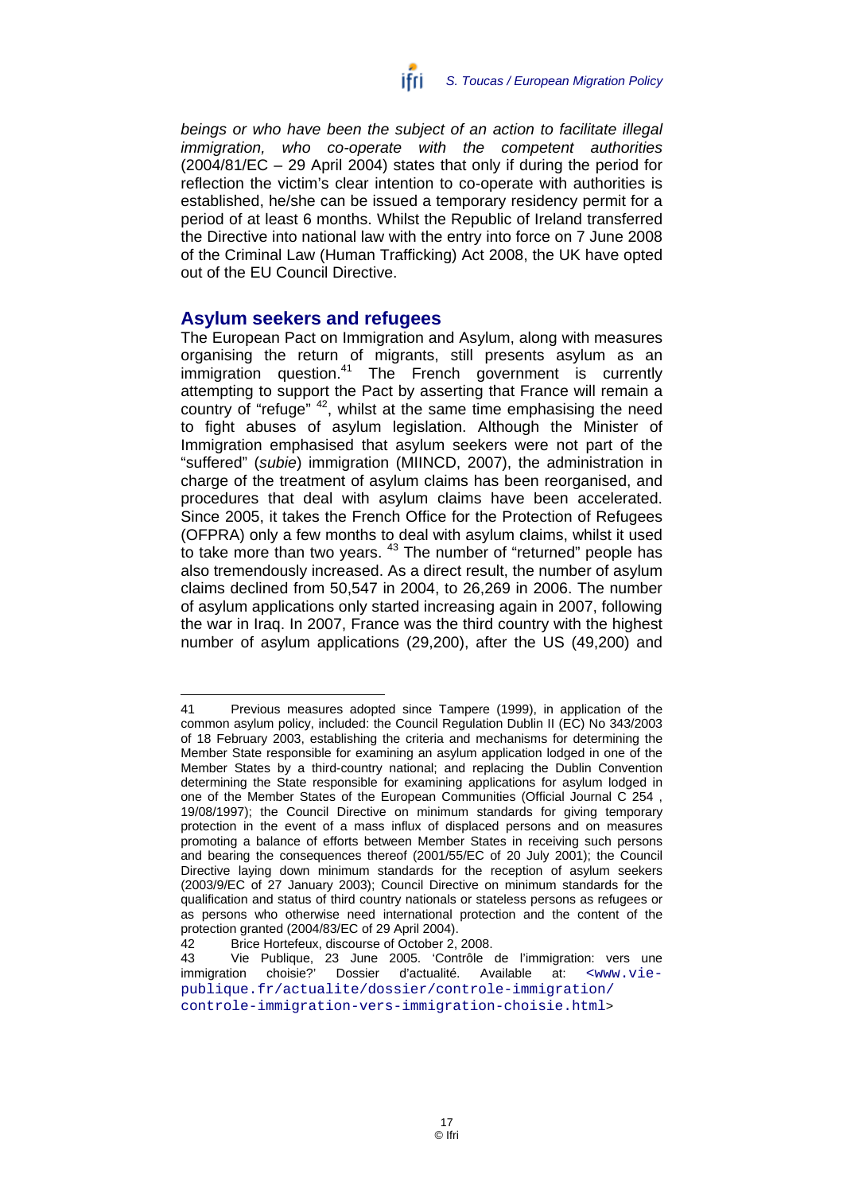*beings or who have been the subject of an action to facilitate illegal immigration, who co-operate with the competent authorities* (2004/81/EC – 29 April 2004) states that only if during the period for reflection the victim's clear intention to co-operate with authorities is established, he/she can be issued a temporary residency permit for a period of at least 6 months. Whilst the Republic of Ireland transferred the Directive into national law with the entry into force on 7 June 2008 of the Criminal Law (Human Trafficking) Act 2008, the UK have opted out of the EU Council Directive.

## Asylum seekers and refugees

The European Pact on Immigration and Asylum, along with measures organising the return of migrants, still presents asylum as an immigration question.[41] The French government is currently attempting to support the Pact by asserting that France will remain a country of "refuge" [42], whilst at the same time emphasising the need to fight abuses of asylum legislation. Although the Minister of Immigration emphasised that asylum seekers were not part of the "suffered" (*subie*) immigration (MIINCD, 2007), the administration in charge of the treatment of asylum claims has been reorganised, and procedures that deal with asylum claims have been accelerated. Since 2005, it takes the French Office for the Protection of Refugees (OFPRA) only a few months to deal with asylum claims, whilst it used to take more than two years. [43] The number of "returned" people has also tremendously increased. As a direct result, the number of asylum claims declined from 50,547 in 2004, to 26,269 in 2006. The number of asylum applications only started increasing again in 2007, following the war in Iraq. In 2007, France was the third country with the highest number of asylum applications (29,200), after the US (49,200) and

---

41 Previous measures adopted since Tampere (1999), in application of the common asylum policy, included: the Council Regulation Dublin II (EC) No 343/2003 of 18 February 2003, establishing the criteria and mechanisms for determining the Member State responsible for examining an asylum application lodged in one of the Member States by a third-country national; and replacing the Dublin Convention determining the State responsible for examining applications for asylum lodged in one of the Member States of the European Communities (Official Journal C 254 , 19/08/1997); the Council Directive on minimum standards for giving temporary protection in the event of a mass influx of displaced persons and on measures promoting a balance of efforts between Member States in receiving such persons and bearing the consequences thereof (2001/55/EC of 20 July 2001); the Council Directive laying down minimum standards for the reception of asylum seekers (2003/9/EC of 27 January 2003); Council Directive on minimum standards for the qualification and status of third country nationals or stateless persons as refugees or as persons who otherwise need international protection and the content of the protection granted (2004/83/EC of 29 April 2004).

42 Brice Hortefeux, discourse of October 2, 2008.

43 Vie Publique, 23 June 2005. 'Contrôle de l'immigration: vers une immigration choisie?' Dossier d'actualité. Available at: <www.vie-publique.fr/actualite/dossier/controle-immigration/controle-immigration-vers-immigration-choisie.html>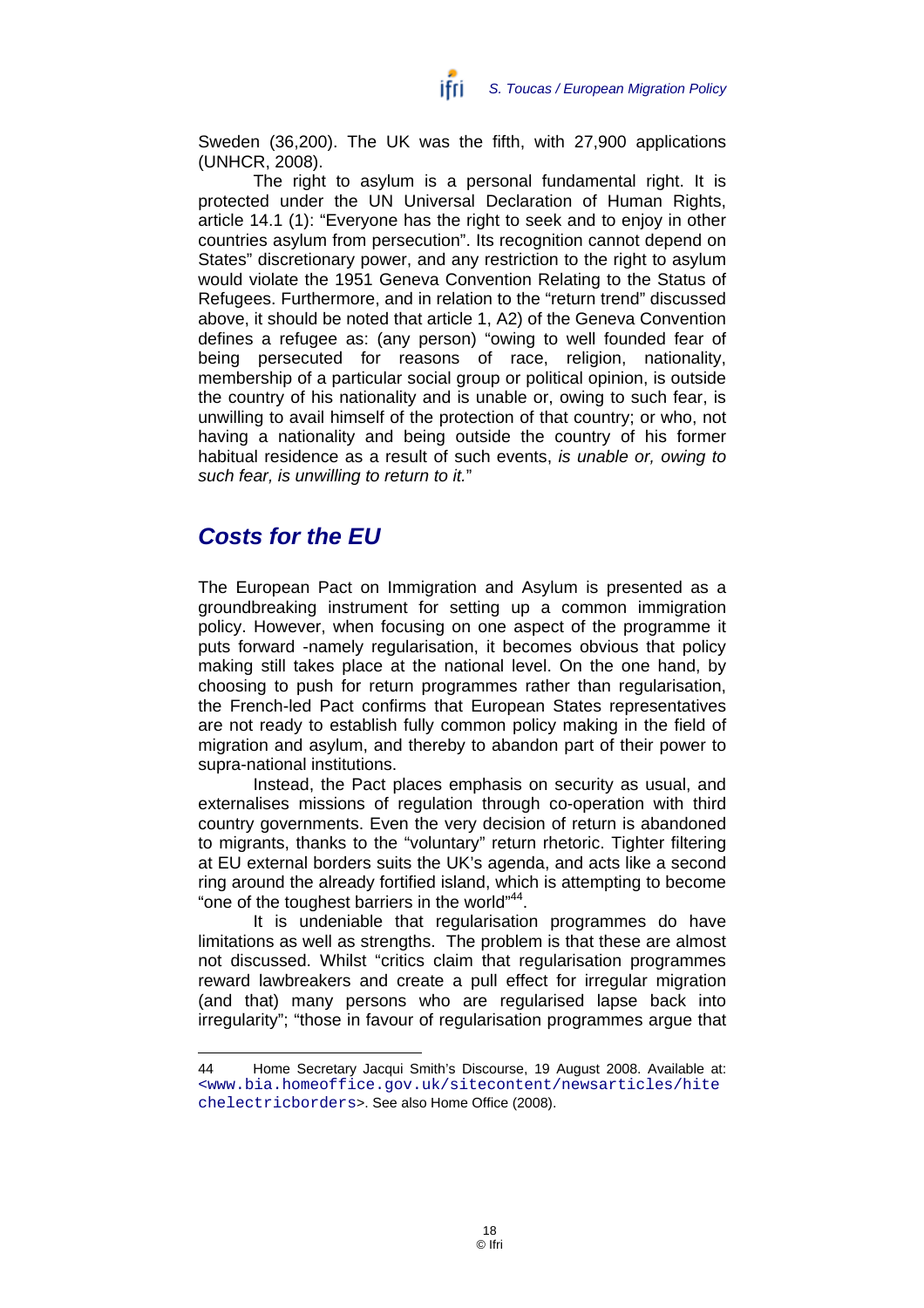Sweden (36,200). The UK was the fifth, with 27,900 applications (UNHCR, 2008).

The right to asylum is a personal fundamental right. It is protected under the UN Universal Declaration of Human Rights, article 14.1 (1): "Everyone has the right to seek and to enjoy in other countries asylum from persecution". Its recognition cannot depend on States" discretionary power, and any restriction to the right to asylum would violate the 1951 Geneva Convention Relating to the Status of Refugees. Furthermore, and in relation to the "return trend" discussed above, it should be noted that article 1, A2) of the Geneva Convention defines a refugee as: (any person) "owing to well founded fear of being persecuted for reasons of race, religion, nationality, membership of a particular social group or political opinion, is outside the country of his nationality and is unable or, owing to such fear, is unwilling to avail himself of the protection of that country; or who, not having a nationality and being outside the country of his former habitual residence as a result of such events, *is unable or, owing to such fear, is unwilling to return to it.*"

## *Costs for the EU*

The European Pact on Immigration and Asylum is presented as a groundbreaking instrument for setting up a common immigration policy. However, when focusing on one aspect of the programme it puts forward -namely regularisation, it becomes obvious that policy making still takes place at the national level. On the one hand, by choosing to push for return programmes rather than regularisation, the French-led Pact confirms that European States representatives are not ready to establish fully common policy making in the field of migration and asylum, and thereby to abandon part of their power to supra-national institutions.

Instead, the Pact places emphasis on security as usual, and externalises missions of regulation through co-operation with third country governments. Even the very decision of return is abandoned to migrants, thanks to the "voluntary" return rhetoric. Tighter filtering at EU external borders suits the UK's agenda, and acts like a second ring around the already fortified island, which is attempting to become "one of the toughest barriers in the world"[44].

It is undeniable that regularisation programmes do have limitations as well as strengths. The problem is that these are almost not discussed. Whilst "critics claim that regularisation programmes reward lawbreakers and create a pull effect for irregular migration (and that) many persons who are regularised lapse back into irregularity"; "those in favour of regularisation programmes argue that

---

44 Home Secretary Jacqui Smith's Discourse, 19 August 2008. Available at: <www.bia.homeoffice.gov.uk/sitecontent/newsarticles/hitechelectricborders>. See also Home Office (2008).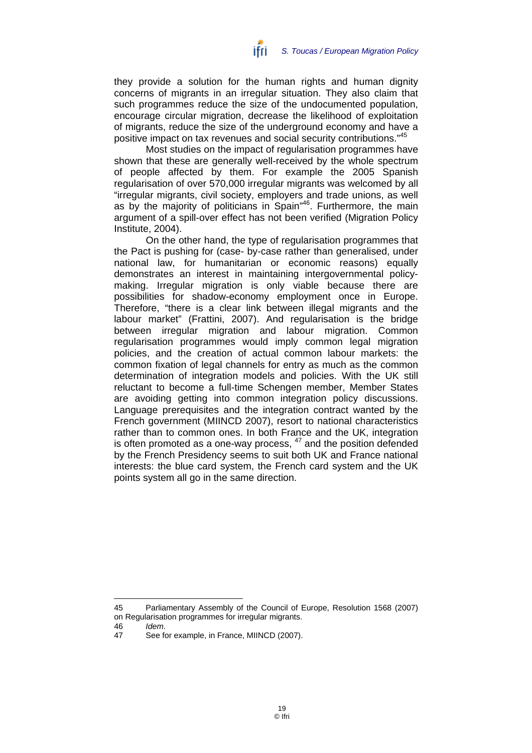they provide a solution for the human rights and human dignity concerns of migrants in an irregular situation. They also claim that such programmes reduce the size of the undocumented population, encourage circular migration, decrease the likelihood of exploitation of migrants, reduce the size of the underground economy and have a positive impact on tax revenues and social security contributions."[45]

Most studies on the impact of regularisation programmes have shown that these are generally well-received by the whole spectrum of people affected by them. For example the 2005 Spanish regularisation of over 570,000 irregular migrants was welcomed by all "irregular migrants, civil society, employers and trade unions, as well as by the majority of politicians in Spain"[46]. Furthermore, the main argument of a spill-over effect has not been verified (Migration Policy Institute, 2004).

On the other hand, the type of regularisation programmes that the Pact is pushing for (case- by-case rather than generalised, under national law, for humanitarian or economic reasons) equally demonstrates an interest in maintaining intergovernmental policy-making. Irregular migration is only viable because there are possibilities for shadow-economy employment once in Europe. Therefore, "there is a clear link between illegal migrants and the labour market" (Frattini, 2007). And regularisation is the bridge between irregular migration and labour migration. Common regularisation programmes would imply common legal migration policies, and the creation of actual common labour markets: the common fixation of legal channels for entry as much as the common determination of integration models and policies. With the UK still reluctant to become a full-time Schengen member, Member States are avoiding getting into common integration policy discussions. Language prerequisites and the integration contract wanted by the French government (MIINCD 2007), resort to national characteristics rather than to common ones. In both France and the UK, integration is often promoted as a one-way process, [47] and the position defended by the French Presidency seems to suit both UK and France national interests: the blue card system, the French card system and the UK points system all go in the same direction.

---

45 Parliamentary Assembly of the Council of Europe, Resolution 1568 (2007) on Regularisation programmes for irregular migrants.

46 *Idem*.

47 See for example, in France, MIINCD (2007).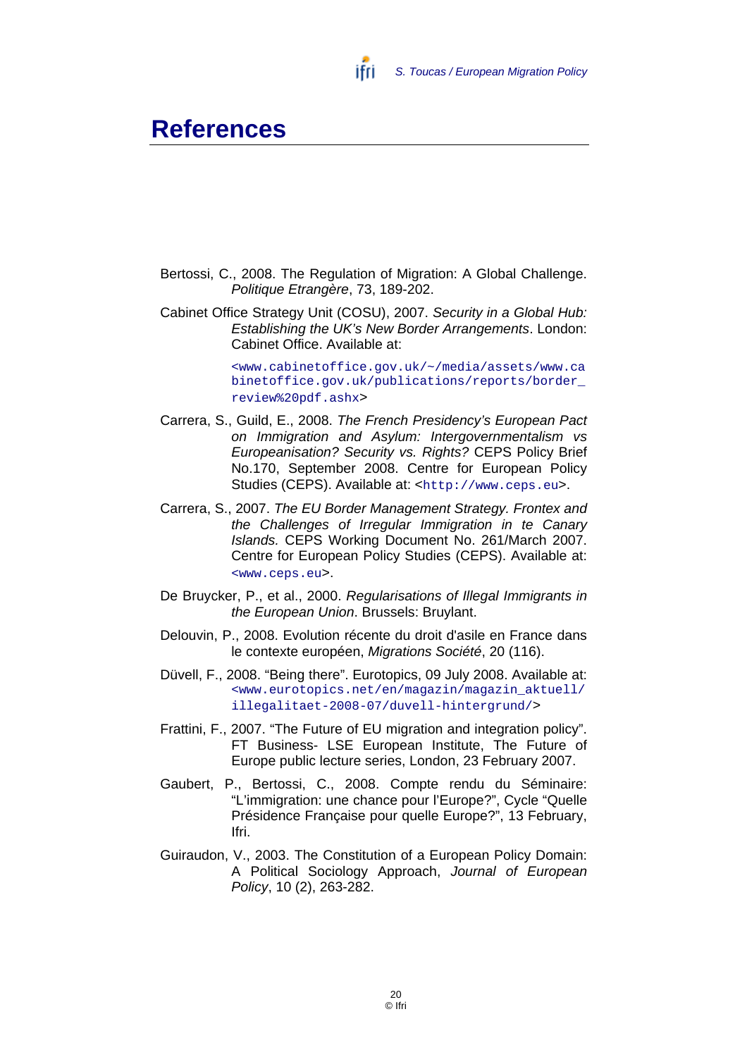# References

Bertossi, C., 2008. The Regulation of Migration: A Global Challenge. *Politique Etrangère*, 73, 189-202.

Cabinet Office Strategy Unit (COSU), 2007. *Security in a Global Hub: Establishing the UK's New Border Arrangements*. London: Cabinet Office. Available at:

<www.cabinetoffice.gov.uk/~/media/assets/www.cabinetoffice.gov.uk/publications/reports/border_review%20pdf.ashx>

Carrera, S., Guild, E., 2008. *The French Presidency's European Pact on Immigration and Asylum: Intergovernmentalism vs Europeanisation? Security vs. Rights?* CEPS Policy Brief No.170, September 2008. Centre for European Policy Studies (CEPS). Available at: <http://www.ceps.eu>.

Carrera, S., 2007. *The EU Border Management Strategy. Frontex and the Challenges of Irregular Immigration in te Canary Islands.* CEPS Working Document No. 261/March 2007. Centre for European Policy Studies (CEPS). Available at: <www.ceps.eu>.

De Bruycker, P., et al., 2000. *Regularisations of Illegal Immigrants in the European Union*. Brussels: Bruylant.

Delouvin, P., 2008. Evolution récente du droit d'asile en France dans le contexte européen, *Migrations Société*, 20 (116).

Düvell, F., 2008. "Being there". Eurotopics, 09 July 2008. Available at: <www.eurotopics.net/en/magazin/magazin_aktuell/illegalitaet-2008-07/duvell-hintergrund/>

Frattini, F., 2007. "The Future of EU migration and integration policy". FT Business- LSE European Institute, The Future of Europe public lecture series, London, 23 February 2007.

Gaubert, P., Bertossi, C., 2008. Compte rendu du Séminaire: "L'immigration: une chance pour l'Europe?", Cycle "Quelle Présidence Française pour quelle Europe?", 13 February, Ifri.

Guiraudon, V., 2003. The Constitution of a European Policy Domain: A Political Sociology Approach, *Journal of European Policy*, 10 (2), 263-282.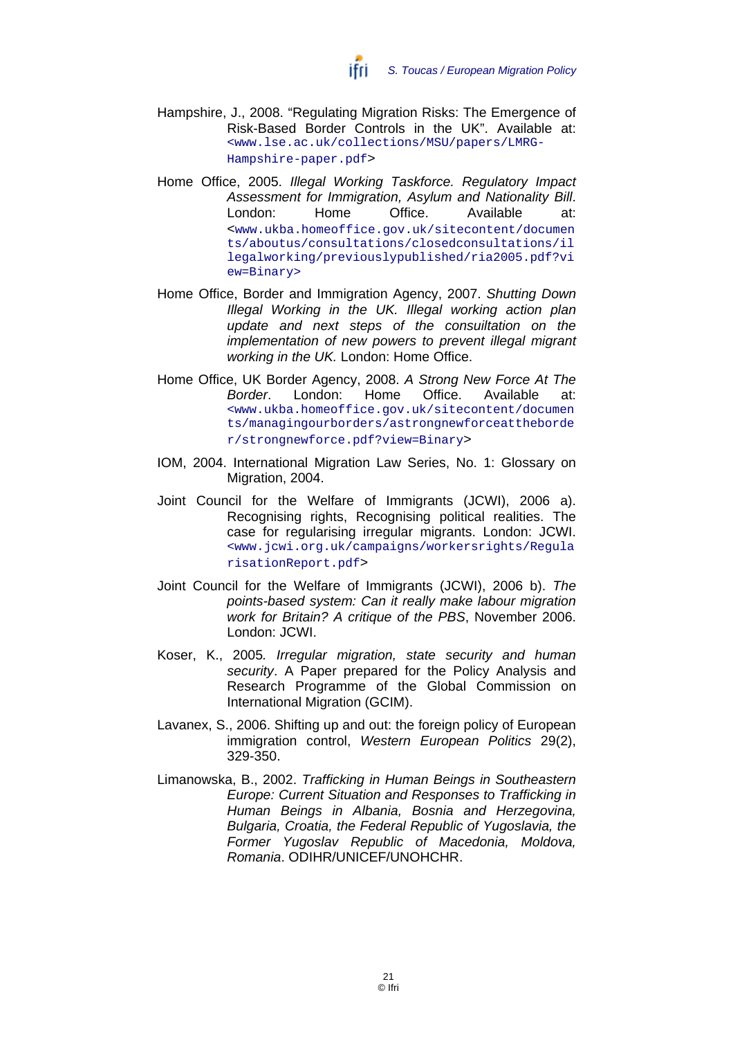Hampshire, J., 2008. “Regulating Migration Risks: The Emergence of Risk-Based Border Controls in the UK”. Available at: <www.lse.ac.uk/collections/MSU/papers/LMRG-Hampshire-paper.pdf>

Home Office, 2005. *Illegal Working Taskforce. Regulatory Impact Assessment for Immigration, Asylum and Nationality Bill*. London: Home Office. Available at: <www.ukba.homeoffice.gov.uk/sitecontent/documents/aboutus/consultations/closedconsultations/illegalworking/previouslypublished/ria2005.pdf?view=Binary>

Home Office, Border and Immigration Agency, 2007. *Shutting Down Illegal Working in the UK. Illegal working action plan update and next steps of the consuiltation on the implementation of new powers to prevent illegal migrant working in the UK.* London: Home Office.

Home Office, UK Border Agency, 2008. *A Strong New Force At The Border*. London: Home Office. Available at: <www.ukba.homeoffice.gov.uk/sitecontent/documents/managingourborders/astrongnewforceattheborder/strongnewforce.pdf?view=Binary>

IOM, 2004. International Migration Law Series, No. 1: Glossary on Migration, 2004.

Joint Council for the Welfare of Immigrants (JCWI), 2006 a). Recognising rights, Recognising political realities. The case for regularising irregular migrants. London: JCWI. <www.jcwi.org.uk/campaigns/workersrights/RegularisationReport.pdf>

Joint Council for the Welfare of Immigrants (JCWI), 2006 b). *The points-based system: Can it really make labour migration work for Britain? A critique of the PBS*, November 2006. London: JCWI.

Koser, K., 2005*. Irregular migration, state security and human security*. A Paper prepared for the Policy Analysis and Research Programme of the Global Commission on International Migration (GCIM).

Lavanex, S., 2006. Shifting up and out: the foreign policy of European immigration control, *Western European Politics* 29(2), 329-350.

Limanowska, B., 2002. *Trafficking in Human Beings in Southeastern Europe: Current Situation and Responses to Trafficking in Human Beings in Albania, Bosnia and Herzegovina, Bulgaria, Croatia, the Federal Republic of Yugoslavia, the Former Yugoslav Republic of Macedonia, Moldova, Romania*. ODIHR/UNICEF/UNOHCHR.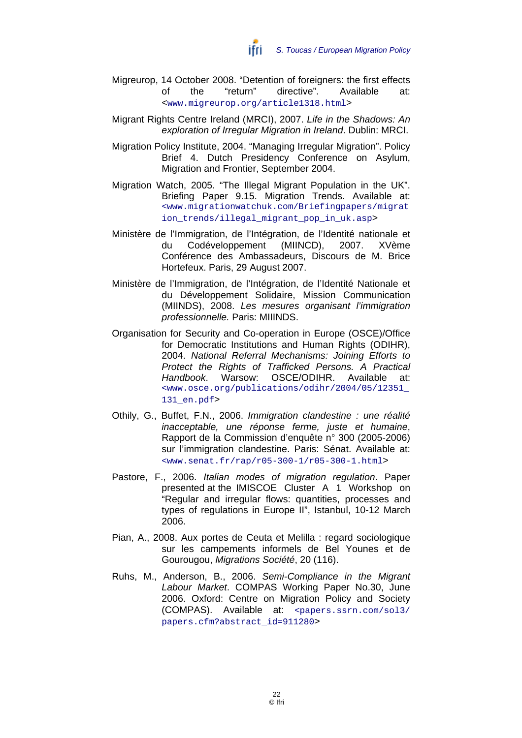Migreurop, 14 October 2008. "Detention of foreigners: the first effects of the "return" directive". Available at: <www.migreurop.org/article1318.html>

Migrant Rights Centre Ireland (MRCI), 2007. *Life in the Shadows: An exploration of Irregular Migration in Ireland*. Dublin: MRCI.

Migration Policy Institute, 2004. "Managing Irregular Migration". Policy Brief 4. Dutch Presidency Conference on Asylum, Migration and Frontier, September 2004.

Migration Watch, 2005. "The Illegal Migrant Population in the UK". Briefing Paper 9.15. Migration Trends. Available at: <www.migrationwatchuk.com/Briefingpapers/migration_trends/illegal_migrant_pop_in_uk.asp>

Ministère de l'Immigration, de l'Intégration, de l'Identité nationale et du Codéveloppement (MIINCD), 2007. XVème Conférence des Ambassadeurs, Discours de M. Brice Hortefeux. Paris, 29 August 2007.

Ministère de l'Immigration, de l'Intégration, de l'Identité Nationale et du Développement Solidaire, Mission Communication (MIINDS), 2008. *Les mesures organisant l'immigration professionnelle.* Paris: MIINDS.

Organisation for Security and Co-operation in Europe (OSCE)/Office for Democratic Institutions and Human Rights (ODIHR), 2004. *National Referral Mechanisms: Joining Efforts to Protect the Rights of Trafficked Persons. A Practical Handbook*. Warsow: OSCE/ODIHR. Available at: <www.osce.org/publications/odihr/2004/05/12351_131_en.pdf>

Othily, G., Buffet, F.N., 2006. *Immigration clandestine : une réalité inacceptable, une réponse ferme, juste et humaine*, Rapport de la Commission d'enquête n° 300 (2005-2006) sur l'immigration clandestine. Paris: Sénat. Available at: <www.senat.fr/rap/r05-300-1/r05-300-1.html>

Pastore, F., 2006. *Italian modes of migration regulation*. Paper presented at the IMISCOE Cluster A 1 Workshop on "Regular and irregular flows: quantities, processes and types of regulations in Europe II", Istanbul, 10-12 March 2006.

Pian, A., 2008. Aux portes de Ceuta et Melilla : regard sociologique sur les campements informels de Bel Younes et de Gourougou, *Migrations Société*, 20 (116).

Ruhs, M., Anderson, B., 2006. *Semi-Compliance in the Migrant Labour Market*. COMPAS Working Paper No.30, June 2006. Oxford: Centre on Migration Policy and Society (COMPAS). Available at: <papers.ssrn.com/sol3/papers.cfm?abstract_id=911280>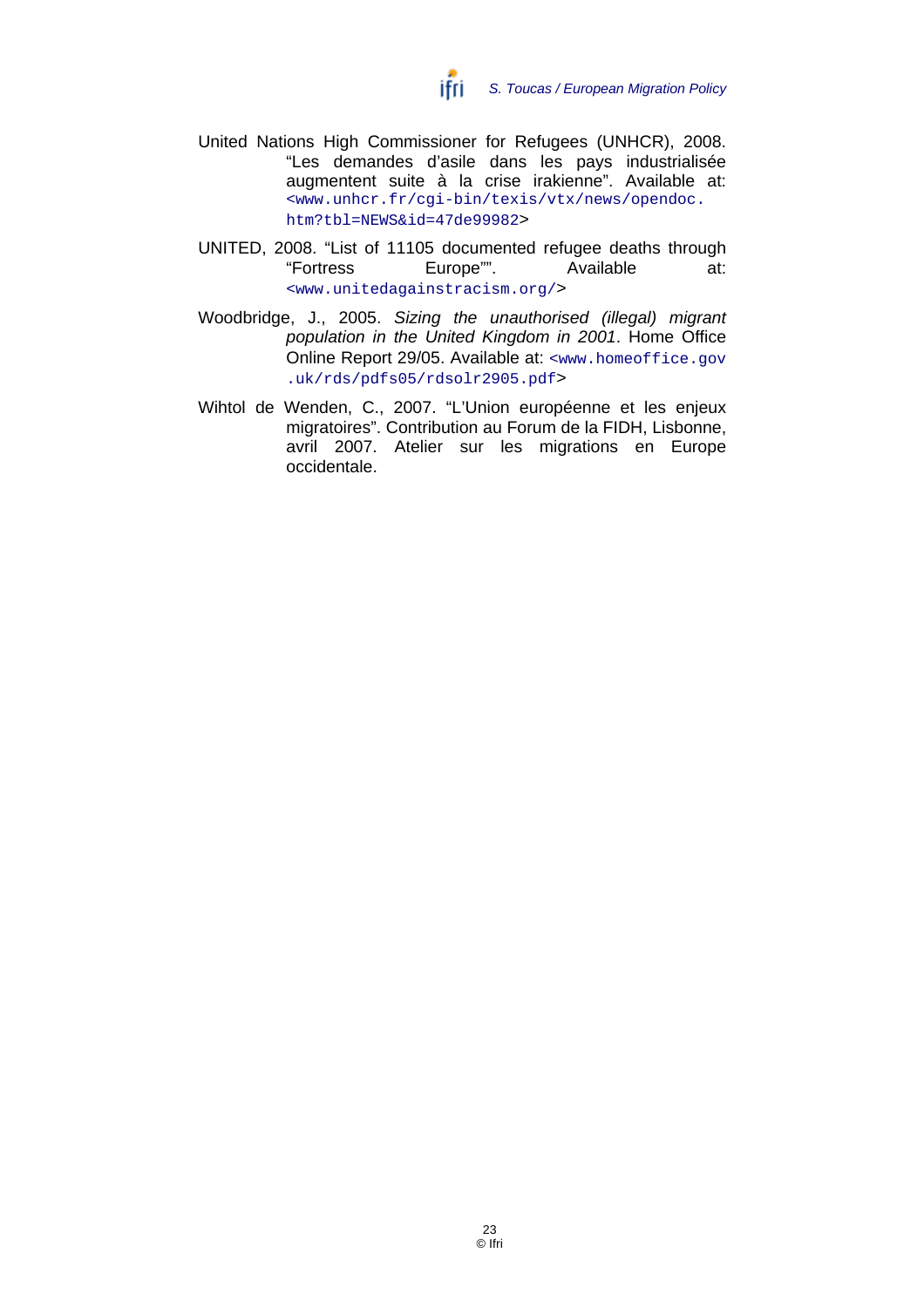United Nations High Commissioner for Refugees (UNHCR), 2008. "Les demandes d'asile dans les pays industrialisée augmentent suite à la crise irakienne". Available at: <www.unhcr.fr/cgi-bin/texis/vtx/news/opendoc.htm?tbl=NEWS&id=47de99982>

UNITED, 2008. "List of 11105 documented refugee deaths through "Fortress Europe"". Available at: <www.unitedagainstracism.org/>

Woodbridge, J., 2005. *Sizing the unauthorised (illegal) migrant population in the United Kingdom in 2001*. Home Office Online Report 29/05. Available at: <www.homeoffice.gov.uk/rds/pdfs05/rdsolr2905.pdf>

Wihtol de Wenden, C., 2007. "L'Union européenne et les enjeux migratoires". Contribution au Forum de la FIDH, Lisbonne, avril 2007. Atelier sur les migrations en Europe occidentale.